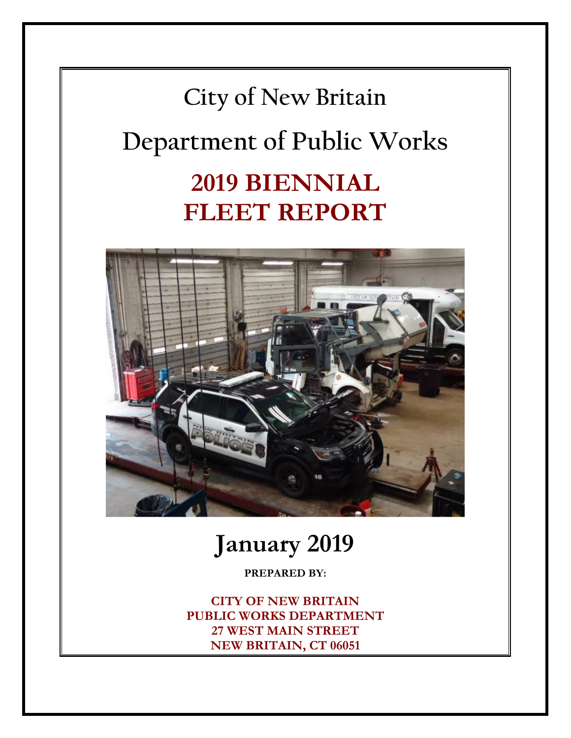# City of New Britain

# Department of Public Works

# 2019 BIENNIAL FLEET REPORT

## January 2019

**PREPARED BY:**

**CITY OF NEW BRITAIN**
**PUBLIC WORKS DEPARTMENT**
**27 WEST MAIN STREET**
**NEW BRITAIN, CT 06051**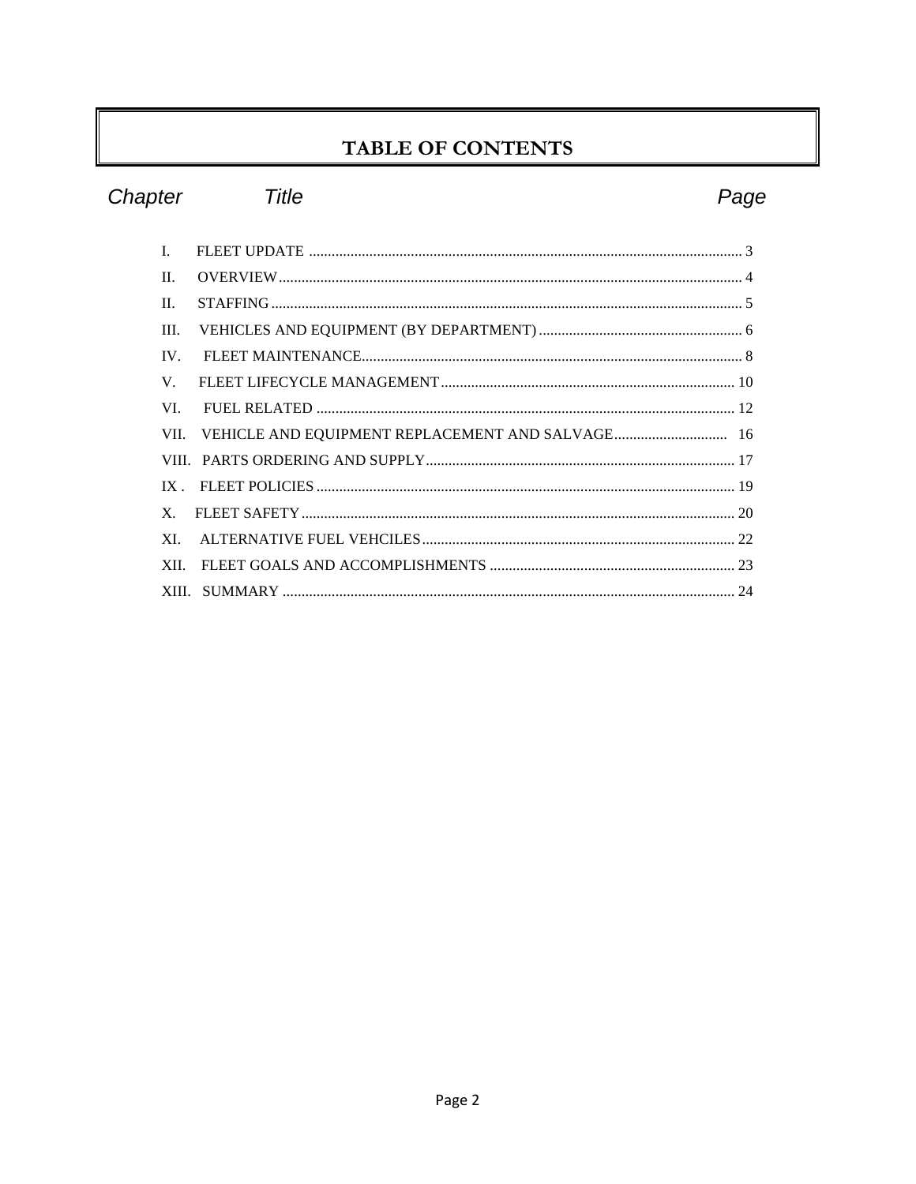# TABLE OF CONTENTS

| Chapter | Title | Page |
| --- | --- | --- |
| I. | FLEET UPDATE | 3 |
| II. | OVERVIEW | 4 |
| II. | STAFFING | 5 |
| III. | VEHICLES AND EQUIPMENT (BY DEPARTMENT) | 6 |
| IV. | FLEET MAINTENANCE | 8 |
| V. | FLEET LIFECYCLE MANAGEMENT | 10 |
| VI. | FUEL RELATED | 12 |
| VII. | VEHICLE AND EQUIPMENT REPLACEMENT AND SALVAGE | 16 |
| VIII. | PARTS ORDERING AND SUPPLY | 17 |
| IX . | FLEET POLICIES | 19 |
| X. | FLEET SAFETY | 20 |
| XI. | ALTERNATIVE FUEL VEHCILES | 22 |
| XII. | FLEET GOALS AND ACCOMPLISHMENTS | 23 |
| XIII. | SUMMARY | 24 |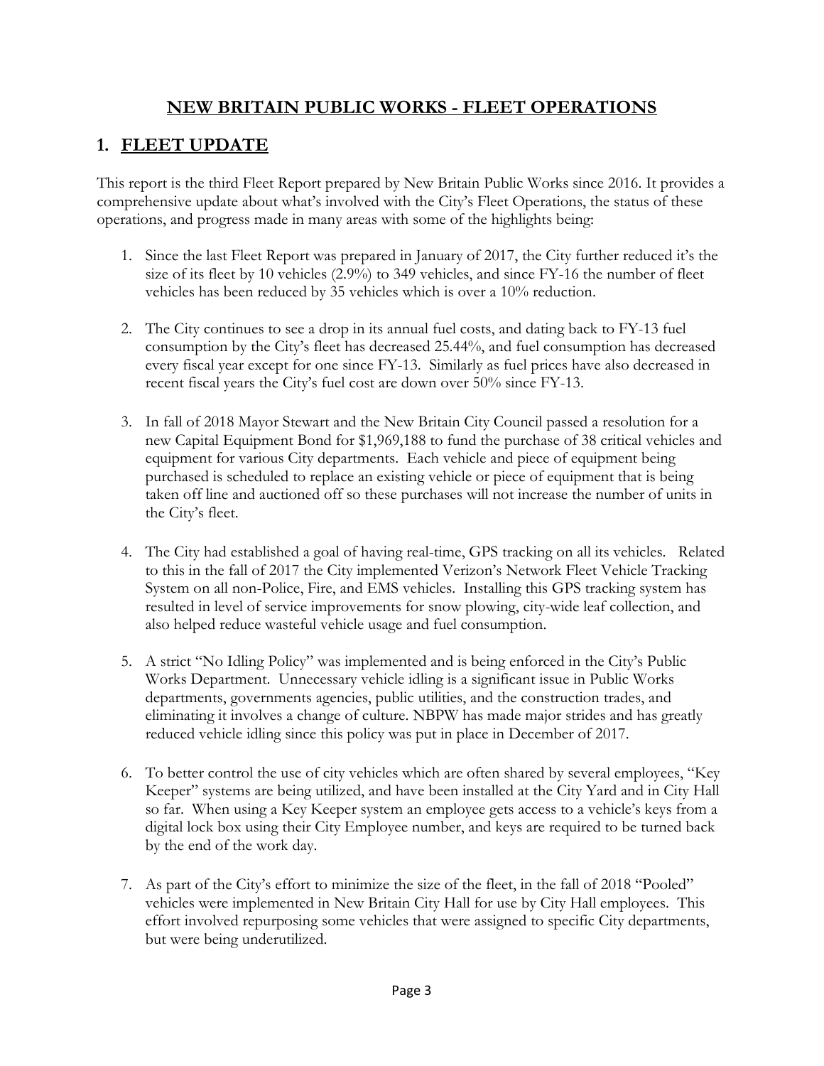# NEW BRITAIN PUBLIC WORKS - FLEET OPERATIONS

## 1. FLEET UPDATE

This report is the third Fleet Report prepared by New Britain Public Works since 2016. It provides a comprehensive update about what's involved with the City's Fleet Operations, the status of these operations, and progress made in many areas with some of the highlights being:

1. Since the last Fleet Report was prepared in January of 2017, the City further reduced it's the size of its fleet by 10 vehicles (2.9%) to 349 vehicles, and since FY-16 the number of fleet vehicles has been reduced by 35 vehicles which is over a 10% reduction.

2. The City continues to see a drop in its annual fuel costs, and dating back to FY-13 fuel consumption by the City's fleet has decreased 25.44%, and fuel consumption has decreased every fiscal year except for one since FY-13. Similarly as fuel prices have also decreased in recent fiscal years the City's fuel cost are down over 50% since FY-13.

3. In fall of 2018 Mayor Stewart and the New Britain City Council passed a resolution for a new Capital Equipment Bond for $1,969,188 to fund the purchase of 38 critical vehicles and equipment for various City departments. Each vehicle and piece of equipment being purchased is scheduled to replace an existing vehicle or piece of equipment that is being taken off line and auctioned off so these purchases will not increase the number of units in the City's fleet.

4. The City had established a goal of having real-time, GPS tracking on all its vehicles. Related to this in the fall of 2017 the City implemented Verizon's Network Fleet Vehicle Tracking System on all non-Police, Fire, and EMS vehicles. Installing this GPS tracking system has resulted in level of service improvements for snow plowing, city-wide leaf collection, and also helped reduce wasteful vehicle usage and fuel consumption.

5. A strict "No Idling Policy" was implemented and is being enforced in the City's Public Works Department. Unnecessary vehicle idling is a significant issue in Public Works departments, governments agencies, public utilities, and the construction trades, and eliminating it involves a change of culture. NBPW has made major strides and has greatly reduced vehicle idling since this policy was put in place in December of 2017.

6. To better control the use of city vehicles which are often shared by several employees, "Key Keeper" systems are being utilized, and have been installed at the City Yard and in City Hall so far. When using a Key Keeper system an employee gets access to a vehicle's keys from a digital lock box using their City Employee number, and keys are required to be turned back by the end of the work day.

7. As part of the City's effort to minimize the size of the fleet, in the fall of 2018 "Pooled" vehicles were implemented in New Britain City Hall for use by City Hall employees. This effort involved repurposing some vehicles that were assigned to specific City departments, but were being underutilized.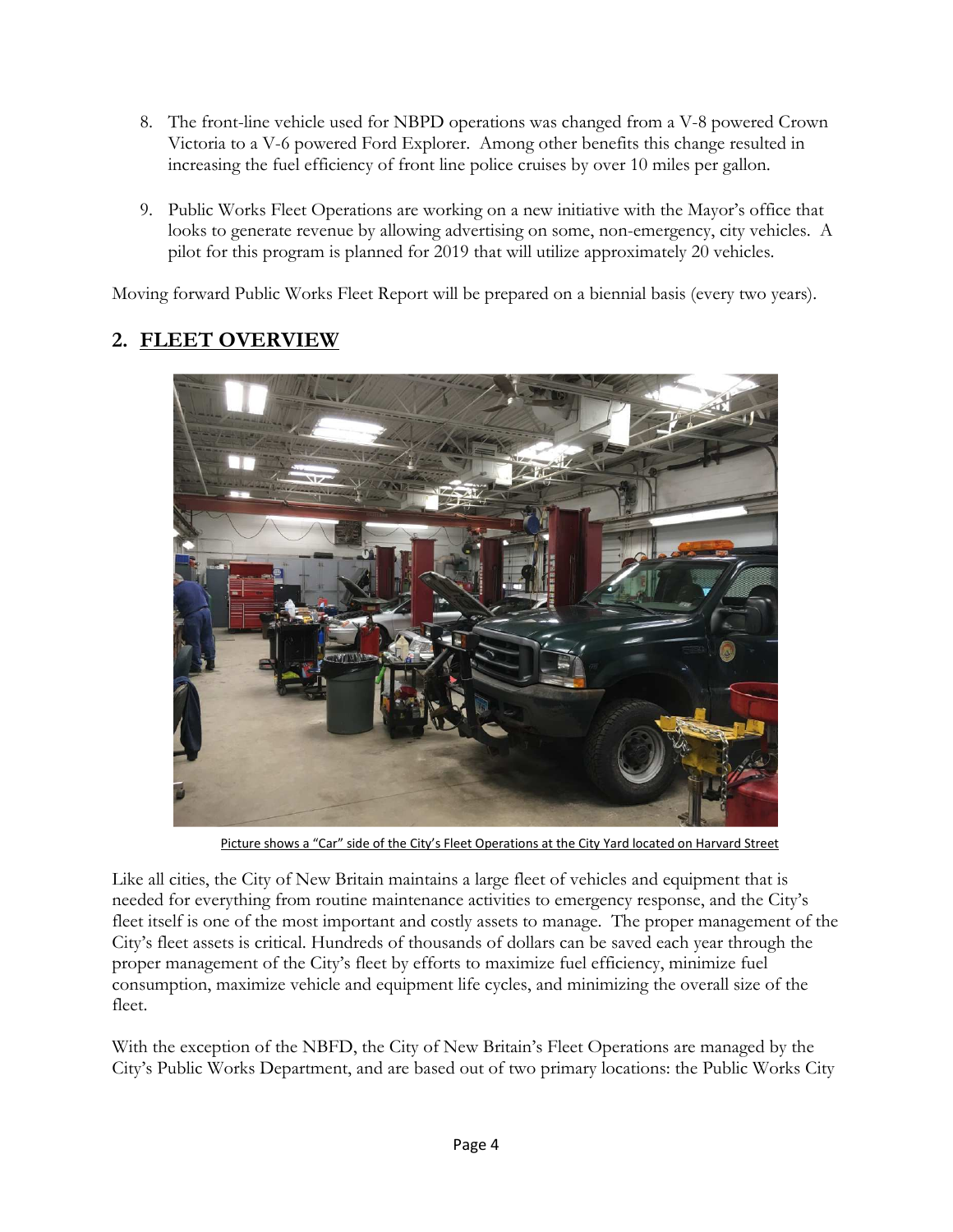8. The front-line vehicle used for NBPD operations was changed from a V-8 powered Crown Victoria to a V-6 powered Ford Explorer. Among other benefits this change resulted in increasing the fuel efficiency of front line police cruises by over 10 miles per gallon.

9. Public Works Fleet Operations are working on a new initiative with the Mayor's office that looks to generate revenue by allowing advertising on some, non-emergency, city vehicles. A pilot for this program is planned for 2019 that will utilize approximately 20 vehicles.

Moving forward Public Works Fleet Report will be prepared on a biennial basis (every two years).

## 2. FLEET OVERVIEW

Picture shows a "Car" side of the City's Fleet Operations at the City Yard located on Harvard Street

Like all cities, the City of New Britain maintains a large fleet of vehicles and equipment that is needed for everything from routine maintenance activities to emergency response, and the City's fleet itself is one of the most important and costly assets to manage. The proper management of the City's fleet assets is critical. Hundreds of thousands of dollars can be saved each year through the proper management of the City's fleet by efforts to maximize fuel efficiency, minimize fuel consumption, maximize vehicle and equipment life cycles, and minimizing the overall size of the fleet.

With the exception of the NBFD, the City of New Britain's Fleet Operations are managed by the City's Public Works Department, and are based out of two primary locations: the Public Works City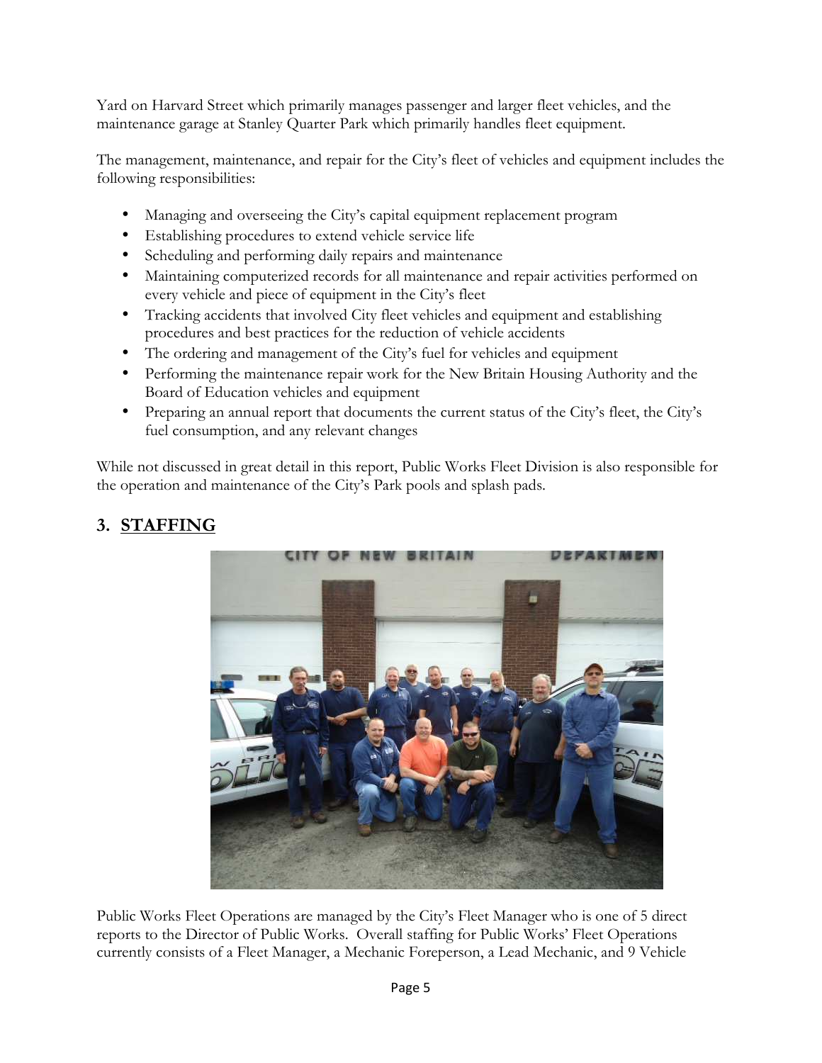Yard on Harvard Street which primarily manages passenger and larger fleet vehicles, and the maintenance garage at Stanley Quarter Park which primarily handles fleet equipment.

The management, maintenance, and repair for the City's fleet of vehicles and equipment includes the following responsibilities:

- Managing and overseeing the City's capital equipment replacement program
- Establishing procedures to extend vehicle service life
- Scheduling and performing daily repairs and maintenance
- Maintaining computerized records for all maintenance and repair activities performed on every vehicle and piece of equipment in the City's fleet
- Tracking accidents that involved City fleet vehicles and equipment and establishing procedures and best practices for the reduction of vehicle accidents
- The ordering and management of the City's fuel for vehicles and equipment
- Performing the maintenance repair work for the New Britain Housing Authority and the Board of Education vehicles and equipment
- Preparing an annual report that documents the current status of the City's fleet, the City's fuel consumption, and any relevant changes

While not discussed in great detail in this report, Public Works Fleet Division is also responsible for the operation and maintenance of the City's Park pools and splash pads.

## 3. STAFFING

Public Works Fleet Operations are managed by the City's Fleet Manager who is one of 5 direct reports to the Director of Public Works. Overall staffing for Public Works' Fleet Operations currently consists of a Fleet Manager, a Mechanic Foreperson, a Lead Mechanic, and 9 Vehicle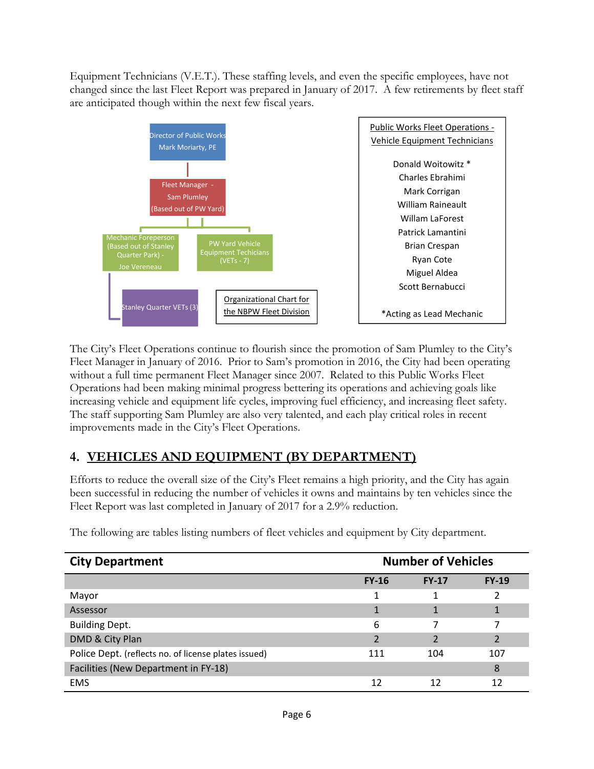Equipment Technicians (V.E.T.). These staffing levels, and even the specific employees, have not changed since the last Fleet Report was prepared in January of 2017. A few retirements by fleet staff are anticipated though within the next few fiscal years.

Director of Public Works
Mark Moriarty, PE

Fleet Manager - Sam Plumley (Based out of PW Yard)

Mechanic Foreperson (Based out of Stanley Quarter Park) - Joe Vereneau

PW Yard Vehicle Equipment Techicians (VETs - 7)

Stanley Quarter VETs (3)

Organizational Chart for the NBPW Fleet Division

Public Works Fleet Operations - Vehicle Equipment Technicians

Donald Woitowitz *
Charles Ebrahimi
Mark Corrigan
William Raineault
Willam LaForest
Patrick Lamantini
Brian Crespan
Ryan Cote
Miguel Aldea
Scott Bernabucci

*Acting as Lead Mechanic

The City's Fleet Operations continue to flourish since the promotion of Sam Plumley to the City's Fleet Manager in January of 2016. Prior to Sam's promotion in 2016, the City had been operating without a full time permanent Fleet Manager since 2007. Related to this Public Works Fleet Operations had been making minimal progress bettering its operations and achieving goals like increasing vehicle and equipment life cycles, improving fuel efficiency, and increasing fleet safety. The staff supporting Sam Plumley are also very talented, and each play critical roles in recent improvements made in the City's Fleet Operations.

## 4. VEHICLES AND EQUIPMENT (BY DEPARTMENT)

Efforts to reduce the overall size of the City's Fleet remains a high priority, and the City has again been successful in reducing the number of vehicles it owns and maintains by ten vehicles since the Fleet Report was last completed in January of 2017 for a 2.9% reduction.

The following are tables listing numbers of fleet vehicles and equipment by City department.

| City Department | Number of Vehicles | | |
|---|---|---|---|
| | FY-16 | FY-17 | FY-19 |
| Mayor | 1 | 1 | 2 |
| Assessor | 1 | 1 | 1 |
| Building Dept. | 6 | 7 | 7 |
| DMD & City Plan | 2 | 2 | 2 |
| Police Dept. (reflects no. of license plates issued) | 111 | 104 | 107 |
| Facilities (New Department in FY-18) | | | 8 |
| EMS | 12 | 12 | 12 |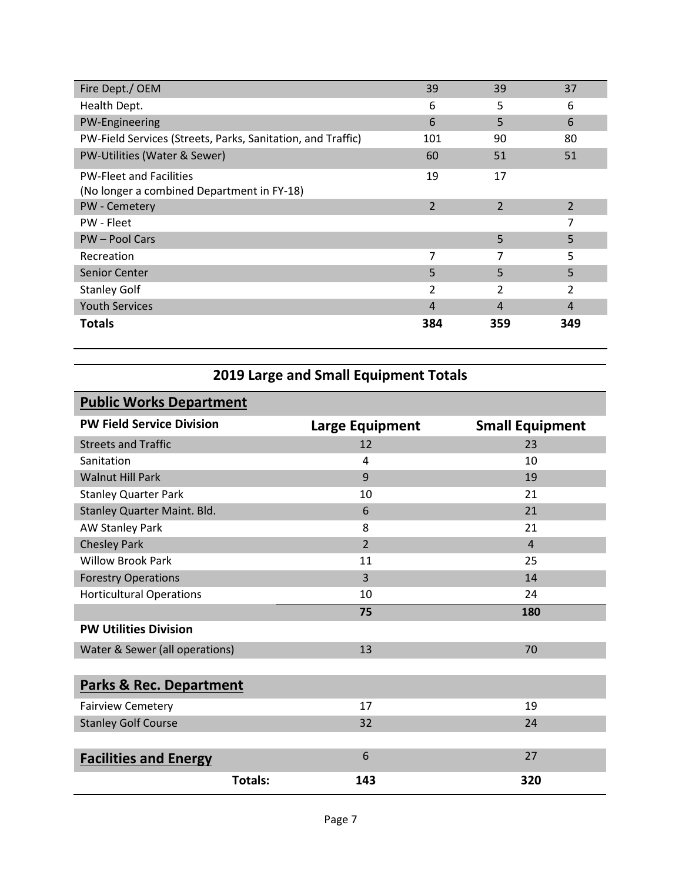| | | | |
|---|---|---|---|
| Fire Dept./ OEM | 39 | 39 | 37 |
| Health Dept. | 6 | 5 | 6 |
| PW-Engineering | 6 | 5 | 6 |
| PW-Field Services (Streets, Parks, Sanitation, and Traffic) | 101 | 90 | 80 |
| PW-Utilities (Water & Sewer) | 60 | 51 | 51 |
| PW-Fleet and Facilities (No longer a combined Department in FY-18) | 19 | 17 | |
| PW - Cemetery | 2 | 2 | 2 |
| PW - Fleet | | | 7 |
| PW – Pool Cars | | 5 | 5 |
| Recreation | 7 | 7 | 5 |
| Senior Center | 5 | 5 | 5 |
| Stanley Golf | 2 | 2 | 2 |
| Youth Services | 4 | 4 | 4 |
| **Totals** | **384** | **359** | **349** |

## 2019 Large and Small Equipment Totals

| **Public Works Department** | | |
|---|---|---|
| **PW Field Service Division** | **Large Equipment** | **Small Equipment** |
| Streets and Traffic | 12 | 23 |
| Sanitation | 4 | 10 |
| Walnut Hill Park | 9 | 19 |
| Stanley Quarter Park | 10 | 21 |
| Stanley Quarter Maint. Bld. | 6 | 21 |
| AW Stanley Park | 8 | 21 |
| Chesley Park | 2 | 4 |
| Willow Brook Park | 11 | 25 |
| Forestry Operations | 3 | 14 |
| Horticultural Operations | 10 | 24 |
| | **75** | **180** |
| **PW Utilities Division** | | |
| Water & Sewer (all operations) | 13 | 70 |
| **Parks & Rec. Department** | | |
| Fairview Cemetery | 17 | 19 |
| Stanley Golf Course | 32 | 24 |
| **Facilities and Energy** | 6 | 27 |
| **Totals:** | **143** | **320** |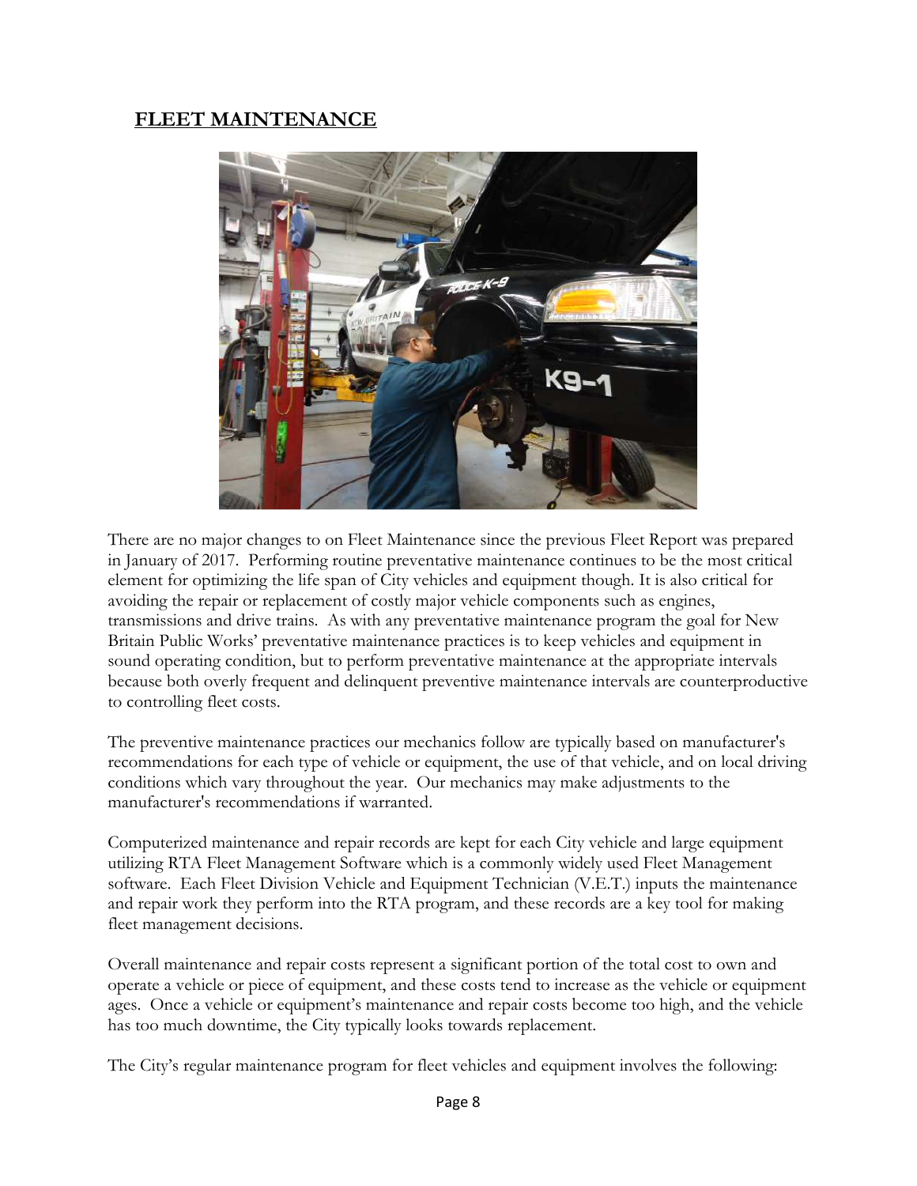## FLEET MAINTENANCE

There are no major changes to on Fleet Maintenance since the previous Fleet Report was prepared in January of 2017. Performing routine preventative maintenance continues to be the most critical element for optimizing the life span of City vehicles and equipment though. It is also critical for avoiding the repair or replacement of costly major vehicle components such as engines, transmissions and drive trains. As with any preventative maintenance program the goal for New Britain Public Works' preventative maintenance practices is to keep vehicles and equipment in sound operating condition, but to perform preventative maintenance at the appropriate intervals because both overly frequent and delinquent preventive maintenance intervals are counterproductive to controlling fleet costs.

The preventive maintenance practices our mechanics follow are typically based on manufacturer's recommendations for each type of vehicle or equipment, the use of that vehicle, and on local driving conditions which vary throughout the year. Our mechanics may make adjustments to the manufacturer's recommendations if warranted.

Computerized maintenance and repair records are kept for each City vehicle and large equipment utilizing RTA Fleet Management Software which is a commonly widely used Fleet Management software. Each Fleet Division Vehicle and Equipment Technician (V.E.T.) inputs the maintenance and repair work they perform into the RTA program, and these records are a key tool for making fleet management decisions.

Overall maintenance and repair costs represent a significant portion of the total cost to own and operate a vehicle or piece of equipment, and these costs tend to increase as the vehicle or equipment ages. Once a vehicle or equipment's maintenance and repair costs become too high, and the vehicle has too much downtime, the City typically looks towards replacement.

The City's regular maintenance program for fleet vehicles and equipment involves the following: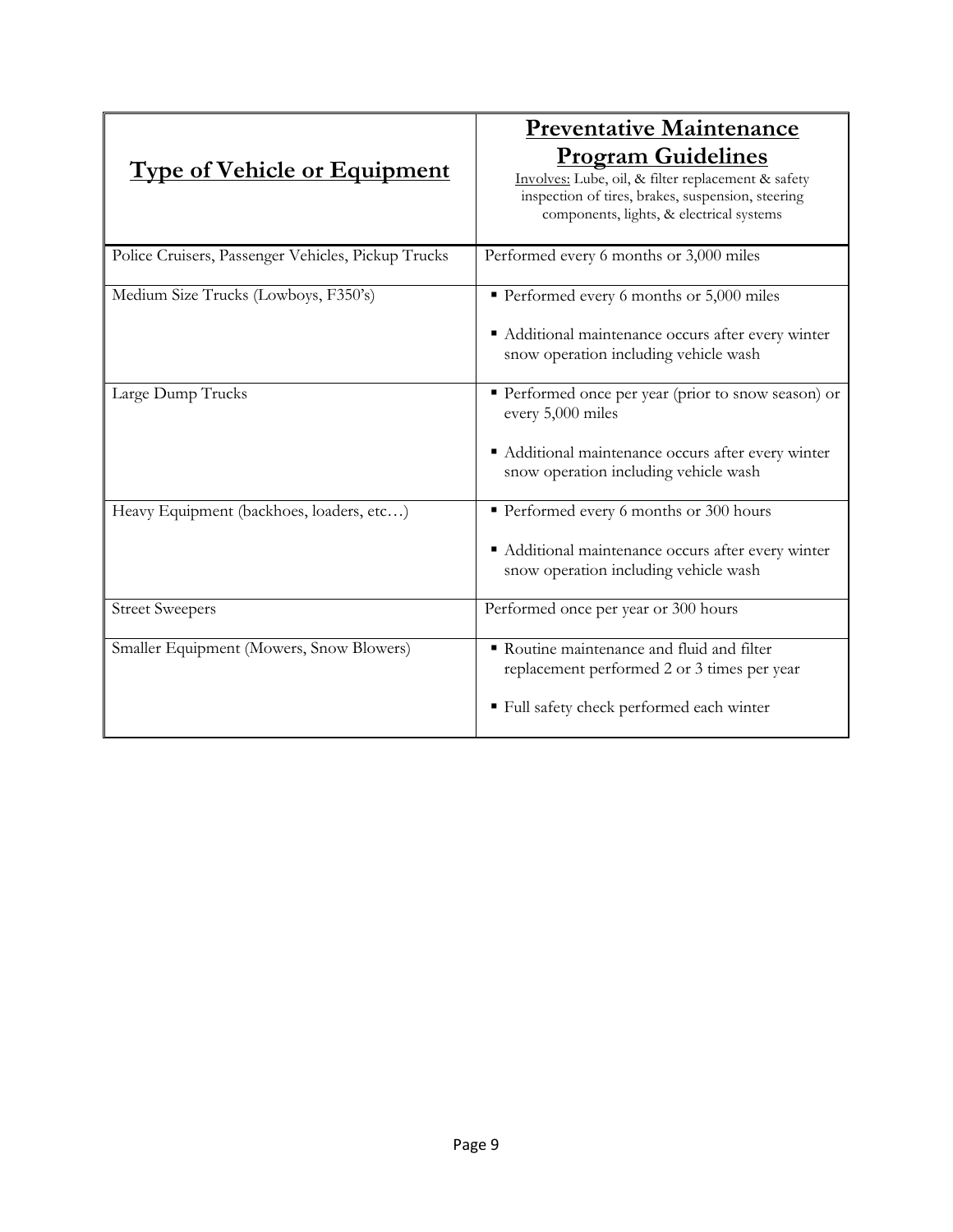| **Type of Vehicle or Equipment** | **Preventative Maintenance Program Guidelines**<br>Involves: Lube, oil, & filter replacement & safety inspection of tires, brakes, suspension, steering components, lights, & electrical systems |
|---|---|
| Police Cruisers, Passenger Vehicles, Pickup Trucks | Performed every 6 months or 3,000 miles |
| Medium Size Trucks (Lowboys, F350's) | ▪ Performed every 6 months or 5,000 miles<br>▪ Additional maintenance occurs after every winter snow operation including vehicle wash |
| Large Dump Trucks | ▪ Performed once per year (prior to snow season) or every 5,000 miles<br>▪ Additional maintenance occurs after every winter snow operation including vehicle wash |
| Heavy Equipment (backhoes, loaders, etc…) | ▪ Performed every 6 months or 300 hours<br>▪ Additional maintenance occurs after every winter snow operation including vehicle wash |
| Street Sweepers | Performed once per year or 300 hours |
| Smaller Equipment (Mowers, Snow Blowers) | ▪ Routine maintenance and fluid and filter replacement performed 2 or 3 times per year<br>▪ Full safety check performed each winter |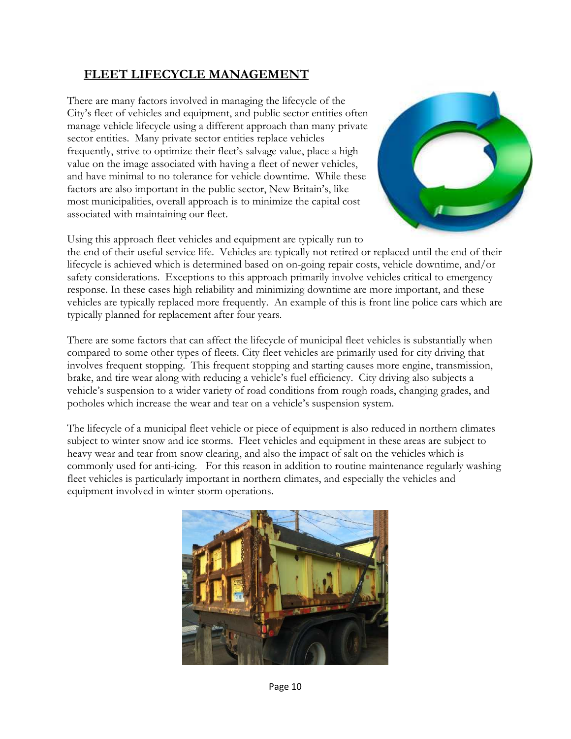## FLEET LIFECYCLE MANAGEMENT

There are many factors involved in managing the lifecycle of the City's fleet of vehicles and equipment, and public sector entities often manage vehicle lifecycle using a different approach than many private sector entities. Many private sector entities replace vehicles frequently, strive to optimize their fleet's salvage value, place a high value on the image associated with having a fleet of newer vehicles, and have minimal to no tolerance for vehicle downtime. While these factors are also important in the public sector, New Britain's, like most municipalities, overall approach is to minimize the capital cost associated with maintaining our fleet.

Using this approach fleet vehicles and equipment are typically run to the end of their useful service life. Vehicles are typically not retired or replaced until the end of their lifecycle is achieved which is determined based on on-going repair costs, vehicle downtime, and/or safety considerations. Exceptions to this approach primarily involve vehicles critical to emergency response. In these cases high reliability and minimizing downtime are more important, and these vehicles are typically replaced more frequently. An example of this is front line police cars which are typically planned for replacement after four years.

There are some factors that can affect the lifecycle of municipal fleet vehicles is substantially when compared to some other types of fleets. City fleet vehicles are primarily used for city driving that involves frequent stopping. This frequent stopping and starting causes more engine, transmission, brake, and tire wear along with reducing a vehicle's fuel efficiency. City driving also subjects a vehicle's suspension to a wider variety of road conditions from rough roads, changing grades, and potholes which increase the wear and tear on a vehicle's suspension system.

The lifecycle of a municipal fleet vehicle or piece of equipment is also reduced in northern climates subject to winter snow and ice storms. Fleet vehicles and equipment in these areas are subject to heavy wear and tear from snow clearing, and also the impact of salt on the vehicles which is commonly used for anti-icing. For this reason in addition to routine maintenance regularly washing fleet vehicles is particularly important in northern climates, and especially the vehicles and equipment involved in winter storm operations.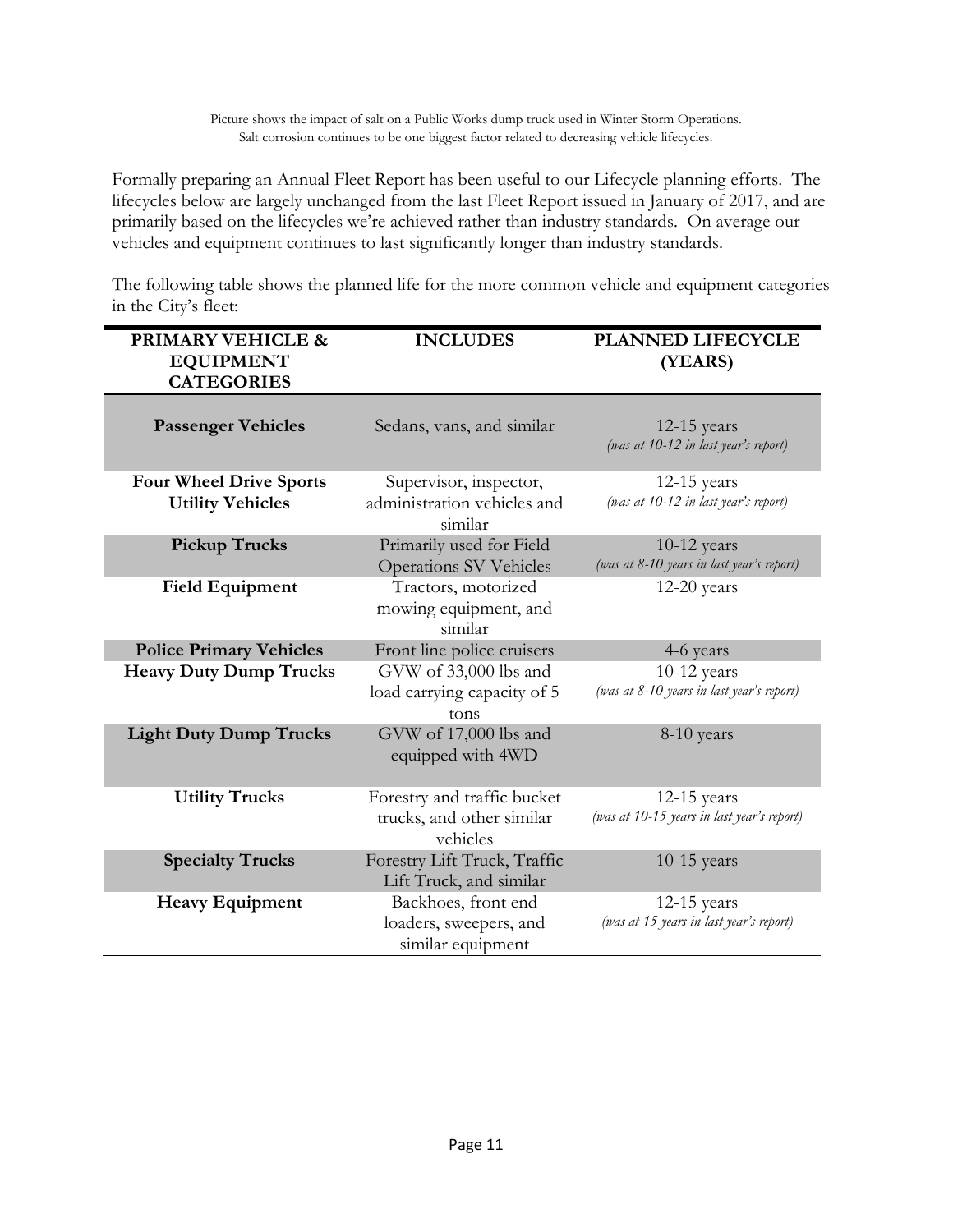Picture shows the impact of salt on a Public Works dump truck used in Winter Storm Operations. Salt corrosion continues to be one biggest factor related to decreasing vehicle lifecycles.

Formally preparing an Annual Fleet Report has been useful to our Lifecycle planning efforts. The lifecycles below are largely unchanged from the last Fleet Report issued in January of 2017, and are primarily based on the lifecycles we're achieved rather than industry standards. On average our vehicles and equipment continues to last significantly longer than industry standards.

The following table shows the planned life for the more common vehicle and equipment categories in the City's fleet:

| PRIMARY VEHICLE & EQUIPMENT CATEGORIES | INCLUDES | PLANNED LIFECYCLE (YEARS) |
|---|---|---|
| **Passenger Vehicles** | Sedans, vans, and similar | 12-15 years *(was at 10-12 in last year's report)* |
| **Four Wheel Drive Sports Utility Vehicles** | Supervisor, inspector, administration vehicles and similar | 12-15 years *(was at 10-12 in last year's report)* |
| **Pickup Trucks** | Primarily used for Field Operations SV Vehicles | 10-12 years *(was at 8-10 years in last year's report)* |
| **Field Equipment** | Tractors, motorized mowing equipment, and similar | 12-20 years |
| **Police Primary Vehicles** | Front line police cruisers | 4-6 years |
| **Heavy Duty Dump Trucks** | GVW of 33,000 lbs and load carrying capacity of 5 tons | 10-12 years *(was at 8-10 years in last year's report)* |
| **Light Duty Dump Trucks** | GVW of 17,000 lbs and equipped with 4WD | 8-10 years |
| **Utility Trucks** | Forestry and traffic bucket trucks, and other similar vehicles | 12-15 years *(was at 10-15 years in last year's report)* |
| **Specialty Trucks** | Forestry Lift Truck, Traffic Lift Truck, and similar | 10-15 years |
| **Heavy Equipment** | Backhoes, front end loaders, sweepers, and similar equipment | 12-15 years *(was at 15 years in last year's report)* |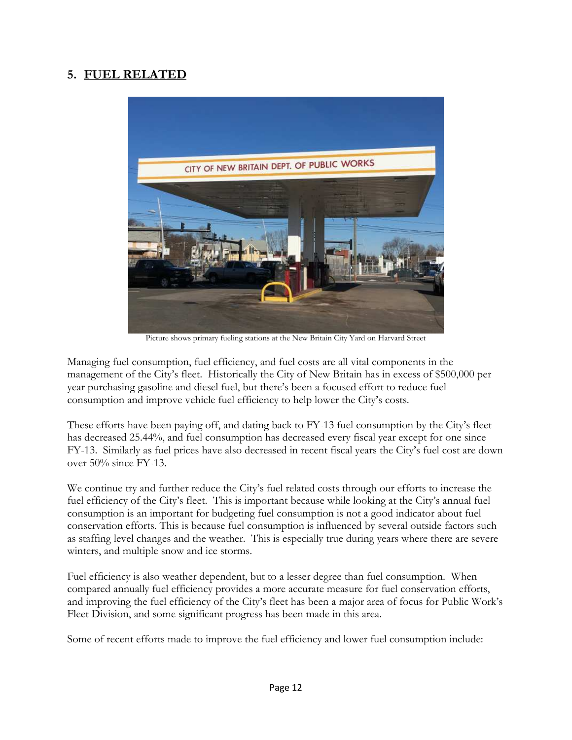## 5. FUEL RELATED

Picture shows primary fueling stations at the New Britain City Yard on Harvard Street

Managing fuel consumption, fuel efficiency, and fuel costs are all vital components in the management of the City's fleet. Historically the City of New Britain has in excess of $500,000 per year purchasing gasoline and diesel fuel, but there's been a focused effort to reduce fuel consumption and improve vehicle fuel efficiency to help lower the City's costs.

These efforts have been paying off, and dating back to FY-13 fuel consumption by the City's fleet has decreased 25.44%, and fuel consumption has decreased every fiscal year except for one since FY-13. Similarly as fuel prices have also decreased in recent fiscal years the City's fuel cost are down over 50% since FY-13.

We continue try and further reduce the City's fuel related costs through our efforts to increase the fuel efficiency of the City's fleet. This is important because while looking at the City's annual fuel consumption is an important for budgeting fuel consumption is not a good indicator about fuel conservation efforts. This is because fuel consumption is influenced by several outside factors such as staffing level changes and the weather. This is especially true during years where there are severe winters, and multiple snow and ice storms.

Fuel efficiency is also weather dependent, but to a lesser degree than fuel consumption. When compared annually fuel efficiency provides a more accurate measure for fuel conservation efforts, and improving the fuel efficiency of the City's fleet has been a major area of focus for Public Work's Fleet Division, and some significant progress has been made in this area.

Some of recent efforts made to improve the fuel efficiency and lower fuel consumption include: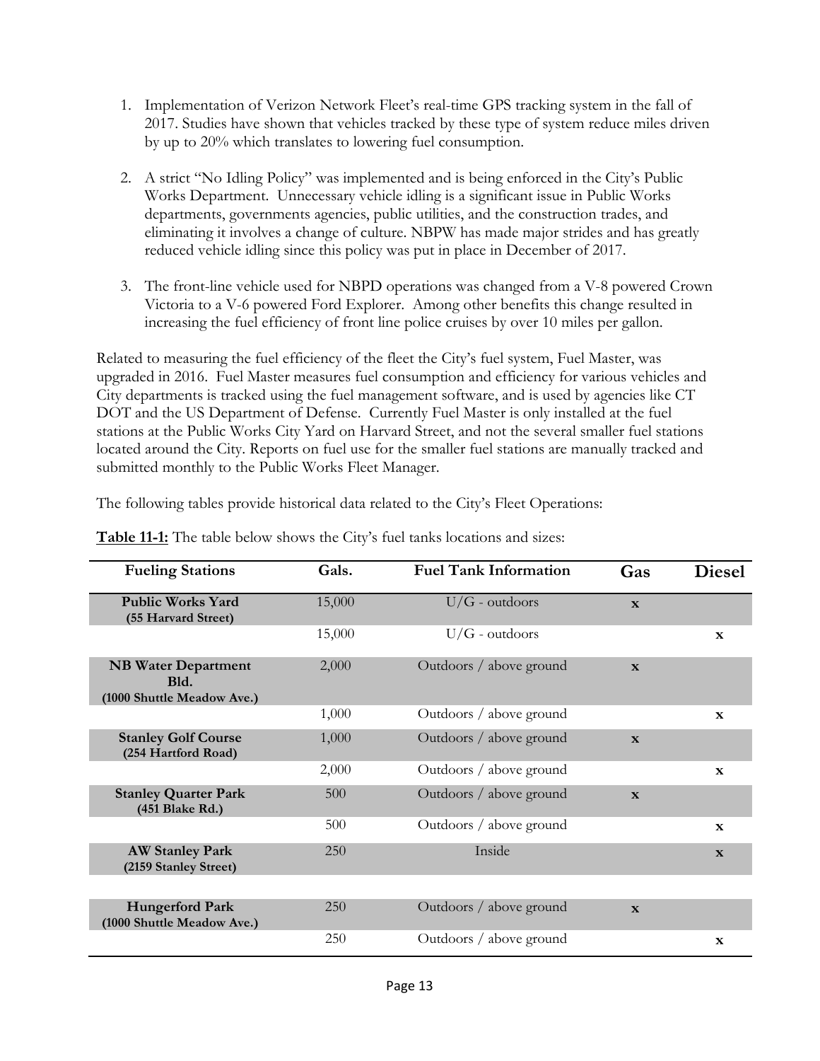1. Implementation of Verizon Network Fleet's real-time GPS tracking system in the fall of 2017. Studies have shown that vehicles tracked by these type of system reduce miles driven by up to 20% which translates to lowering fuel consumption.

2. A strict "No Idling Policy" was implemented and is being enforced in the City's Public Works Department. Unnecessary vehicle idling is a significant issue in Public Works departments, governments agencies, public utilities, and the construction trades, and eliminating it involves a change of culture. NBPW has made major strides and has greatly reduced vehicle idling since this policy was put in place in December of 2017.

3. The front-line vehicle used for NBPD operations was changed from a V-8 powered Crown Victoria to a V-6 powered Ford Explorer. Among other benefits this change resulted in increasing the fuel efficiency of front line police cruises by over 10 miles per gallon.

Related to measuring the fuel efficiency of the fleet the City's fuel system, Fuel Master, was upgraded in 2016. Fuel Master measures fuel consumption and efficiency for various vehicles and City departments is tracked using the fuel management software, and is used by agencies like CT DOT and the US Department of Defense. Currently Fuel Master is only installed at the fuel stations at the Public Works City Yard on Harvard Street, and not the several smaller fuel stations located around the City. Reports on fuel use for the smaller fuel stations are manually tracked and submitted monthly to the Public Works Fleet Manager.

The following tables provide historical data related to the City's Fleet Operations:

**Table 11-1:** The table below shows the City's fuel tanks locations and sizes:

| Fueling Stations | Gals. | Fuel Tank Information | Gas | Diesel |
|---|---|---|---|---|
| **Public Works Yard (55 Harvard Street)** | 15,000 | U/G - outdoors | x | |
| | 15,000 | U/G - outdoors | | x |
| **NB Water Department Bld. (1000 Shuttle Meadow Ave.)** | 2,000 | Outdoors / above ground | x | |
| | 1,000 | Outdoors / above ground | | x |
| **Stanley Golf Course (254 Hartford Road)** | 1,000 | Outdoors / above ground | x | |
| | 2,000 | Outdoors / above ground | | x |
| **Stanley Quarter Park (451 Blake Rd.)** | 500 | Outdoors / above ground | x | |
| | 500 | Outdoors / above ground | | x |
| **AW Stanley Park (2159 Stanley Street)** | 250 | Inside | | x |
| **Hungerford Park (1000 Shuttle Meadow Ave.)** | 250 | Outdoors / above ground | x | |
| | 250 | Outdoors / above ground | | x |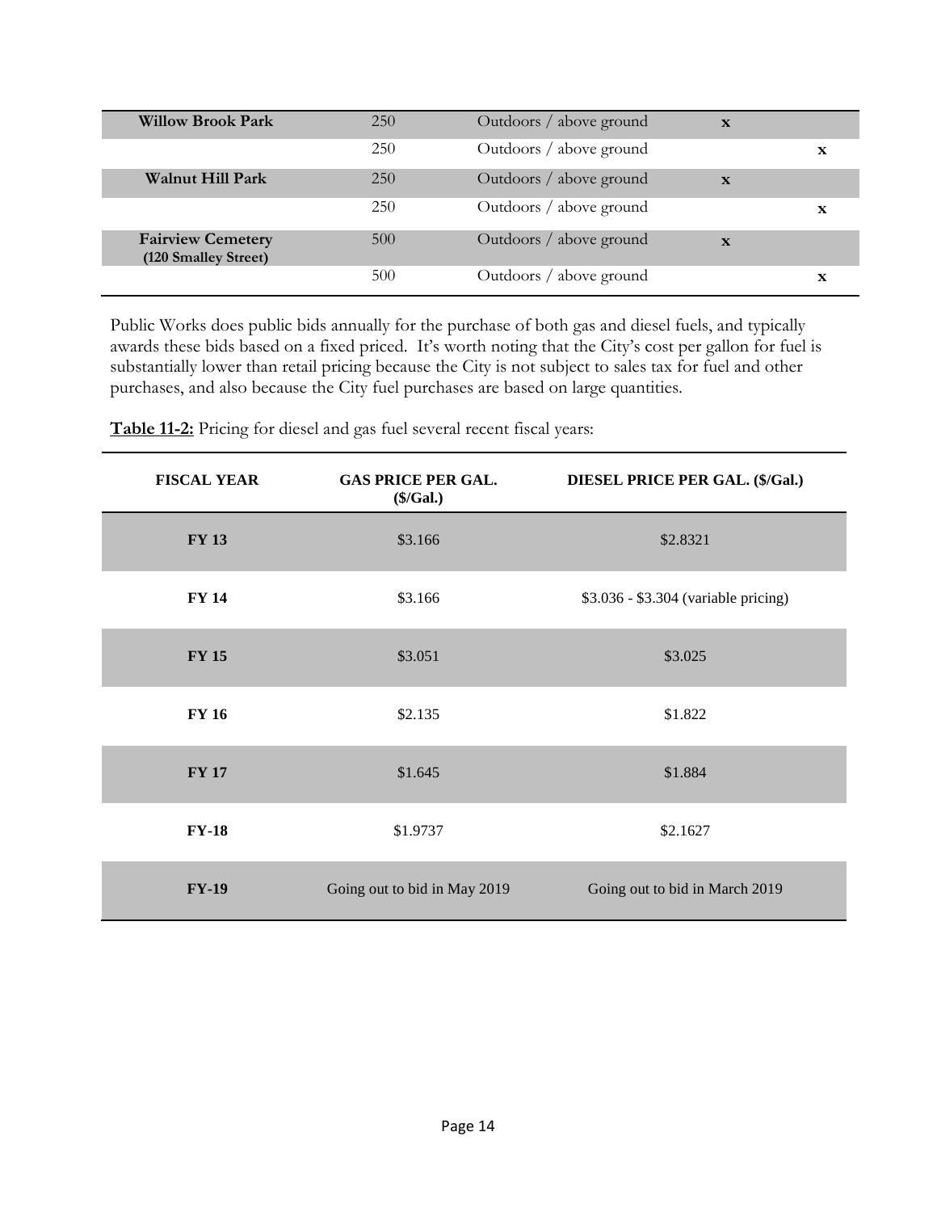| | | | | |
|---|---|---|---|---|
| **Willow Brook Park** | 250 | Outdoors / above ground | x | |
| | 250 | Outdoors / above ground | | x |
| **Walnut Hill Park** | 250 | Outdoors / above ground | x | |
| | 250 | Outdoors / above ground | | x |
| **Fairview Cemetery (120 Smalley Street)** | 500 | Outdoors / above ground | x | |
| | 500 | Outdoors / above ground | | x |

Public Works does public bids annually for the purchase of both gas and diesel fuels, and typically awards these bids based on a fixed priced. It's worth noting that the City's cost per gallon for fuel is substantially lower than retail pricing because the City is not subject to sales tax for fuel and other purchases, and also because the City fuel purchases are based on large quantities.

**Table 11-2:** Pricing for diesel and gas fuel several recent fiscal years:

| FISCAL YEAR | GAS PRICE PER GAL. ($/Gal.) | DIESEL PRICE PER GAL. ($/Gal.) |
|---|---|---|
| **FY 13** | $3.166 | $2.8321 |
| **FY 14** | $3.166 | $3.036 - $3.304 (variable pricing) |
| **FY 15** | $3.051 | $3.025 |
| **FY 16** | $2.135 | $1.822 |
| **FY 17** | $1.645 | $1.884 |
| **FY-18** | $1.9737 | $2.1627 |
| **FY-19** | Going out to bid in May 2019 | Going out to bid in March 2019 |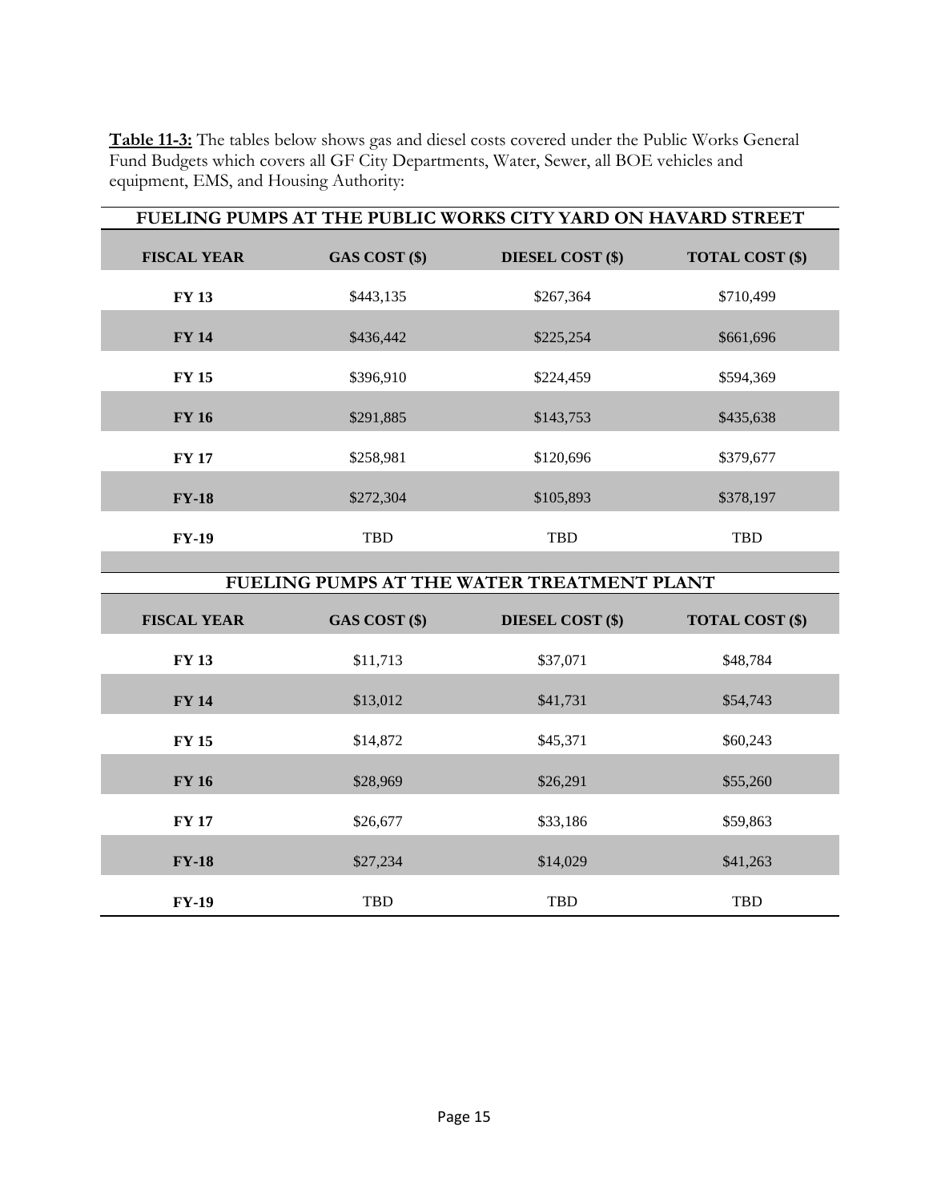**Table 11-3:** The tables below shows gas and diesel costs covered under the Public Works General Fund Budgets which covers all GF City Departments, Water, Sewer, all BOE vehicles and equipment, EMS, and Housing Authority:

| FUELING PUMPS AT THE PUBLIC WORKS CITY YARD ON HAVARD STREET | | | |
|---|---|---|---|
| **FISCAL YEAR** | **GAS COST ($)** | **DIESEL COST ($)** | **TOTAL COST ($)** |
| **FY 13** | $443,135 | $267,364 | $710,499 |
| **FY 14** | $436,442 | $225,254 | $661,696 |
| **FY 15** | $396,910 | $224,459 | $594,369 |
| **FY 16** | $291,885 | $143,753 | $435,638 |
| **FY 17** | $258,981 | $120,696 | $379,677 |
| **FY-18** | $272,304 | $105,893 | $378,197 |
| **FY-19** | TBD | TBD | TBD |

| FUELING PUMPS AT THE WATER TREATMENT PLANT | | | |
|---|---|---|---|
| **FISCAL YEAR** | **GAS COST ($)** | **DIESEL COST ($)** | **TOTAL COST ($)** |
| **FY 13** | $11,713 | $37,071 | $48,784 |
| **FY 14** | $13,012 | $41,731 | $54,743 |
| **FY 15** | $14,872 | $45,371 | $60,243 |
| **FY 16** | $28,969 | $26,291 | $55,260 |
| **FY 17** | $26,677 | $33,186 | $59,863 |
| **FY-18** | $27,234 | $14,029 | $41,263 |
| **FY-19** | TBD | TBD | TBD |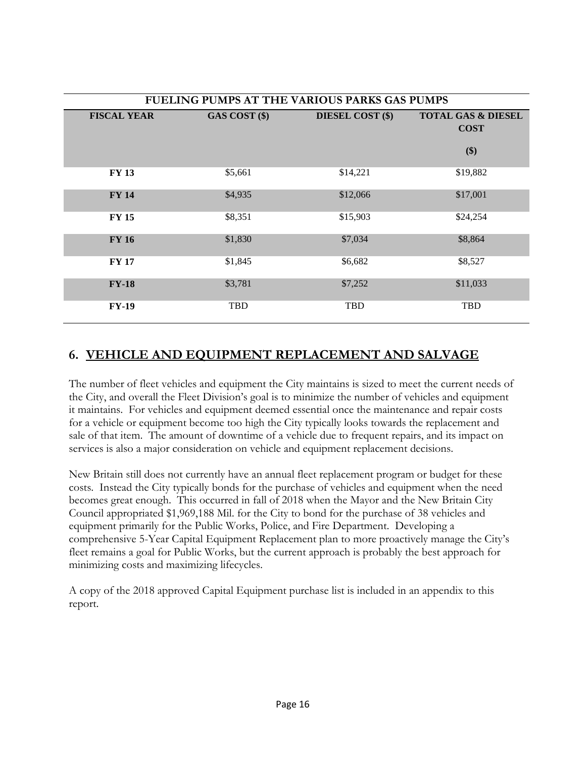| FUELING PUMPS AT THE VARIOUS PARKS GAS PUMPS | | | |
|---|---|---|---|
| **FISCAL YEAR** | **GAS COST ($)** | **DIESEL COST ($)** | **TOTAL GAS & DIESEL COST ($)** |
| **FY 13** | $5,661 | $14,221 | $19,882 |
| **FY 14** | $4,935 | $12,066 | $17,001 |
| **FY 15** | $8,351 | $15,903 | $24,254 |
| **FY 16** | $1,830 | $7,034 | $8,864 |
| **FY 17** | $1,845 | $6,682 | $8,527 |
| **FY-18** | $3,781 | $7,252 | $11,033 |
| **FY-19** | TBD | TBD | TBD |

## 6. VEHICLE AND EQUIPMENT REPLACEMENT AND SALVAGE

The number of fleet vehicles and equipment the City maintains is sized to meet the current needs of the City, and overall the Fleet Division's goal is to minimize the number of vehicles and equipment it maintains. For vehicles and equipment deemed essential once the maintenance and repair costs for a vehicle or equipment become too high the City typically looks towards the replacement and sale of that item. The amount of downtime of a vehicle due to frequent repairs, and its impact on services is also a major consideration on vehicle and equipment replacement decisions.

New Britain still does not currently have an annual fleet replacement program or budget for these costs. Instead the City typically bonds for the purchase of vehicles and equipment when the need becomes great enough. This occurred in fall of 2018 when the Mayor and the New Britain City Council appropriated $1,969,188 Mil. for the City to bond for the purchase of 38 vehicles and equipment primarily for the Public Works, Police, and Fire Department. Developing a comprehensive 5-Year Capital Equipment Replacement plan to more proactively manage the City's fleet remains a goal for Public Works, but the current approach is probably the best approach for minimizing costs and maximizing lifecycles.

A copy of the 2018 approved Capital Equipment purchase list is included in an appendix to this report.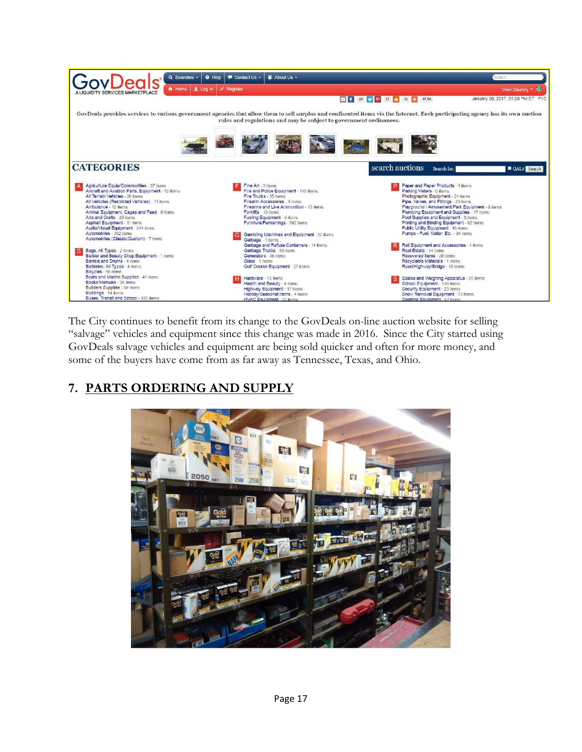The City continues to benefit from its change to the GovDeals on-line auction website for selling "salvage" vehicles and equipment since this change was made in 2016. Since the City started using GovDeals salvage vehicles and equipment are being sold quicker and often for more money, and some of the buyers have come from as far away as Tennessee, Texas, and Ohio.

## 7. PARTS ORDERING AND SUPPLY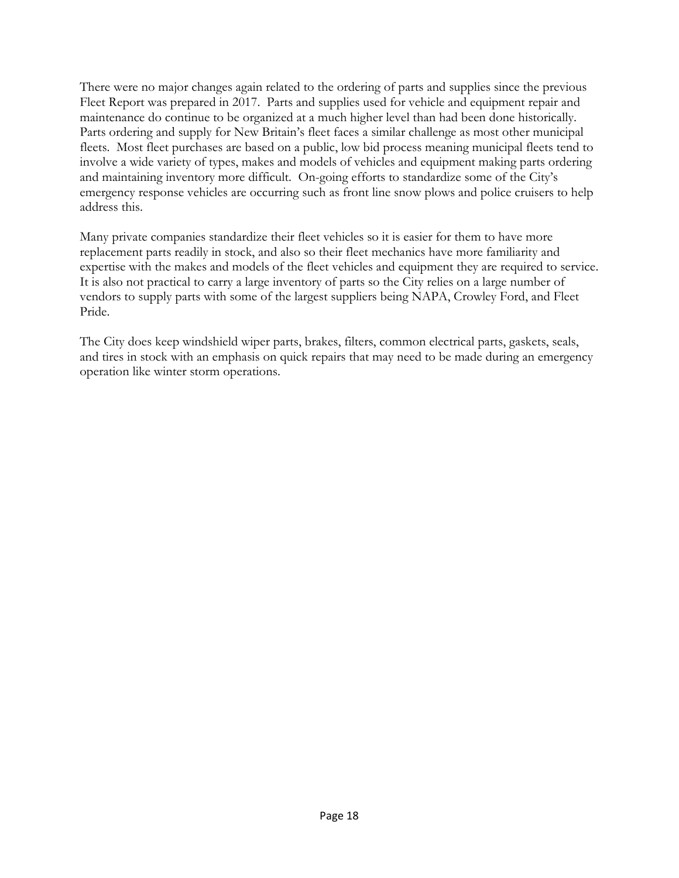There were no major changes again related to the ordering of parts and supplies since the previous Fleet Report was prepared in 2017. Parts and supplies used for vehicle and equipment repair and maintenance do continue to be organized at a much higher level than had been done historically. Parts ordering and supply for New Britain's fleet faces a similar challenge as most other municipal fleets. Most fleet purchases are based on a public, low bid process meaning municipal fleets tend to involve a wide variety of types, makes and models of vehicles and equipment making parts ordering and maintaining inventory more difficult. On-going efforts to standardize some of the City's emergency response vehicles are occurring such as front line snow plows and police cruisers to help address this.

Many private companies standardize their fleet vehicles so it is easier for them to have more replacement parts readily in stock, and also so their fleet mechanics have more familiarity and expertise with the makes and models of the fleet vehicles and equipment they are required to service. It is also not practical to carry a large inventory of parts so the City relies on a large number of vendors to supply parts with some of the largest suppliers being NAPA, Crowley Ford, and Fleet Pride.

The City does keep windshield wiper parts, brakes, filters, common electrical parts, gaskets, seals, and tires in stock with an emphasis on quick repairs that may need to be made during an emergency operation like winter storm operations.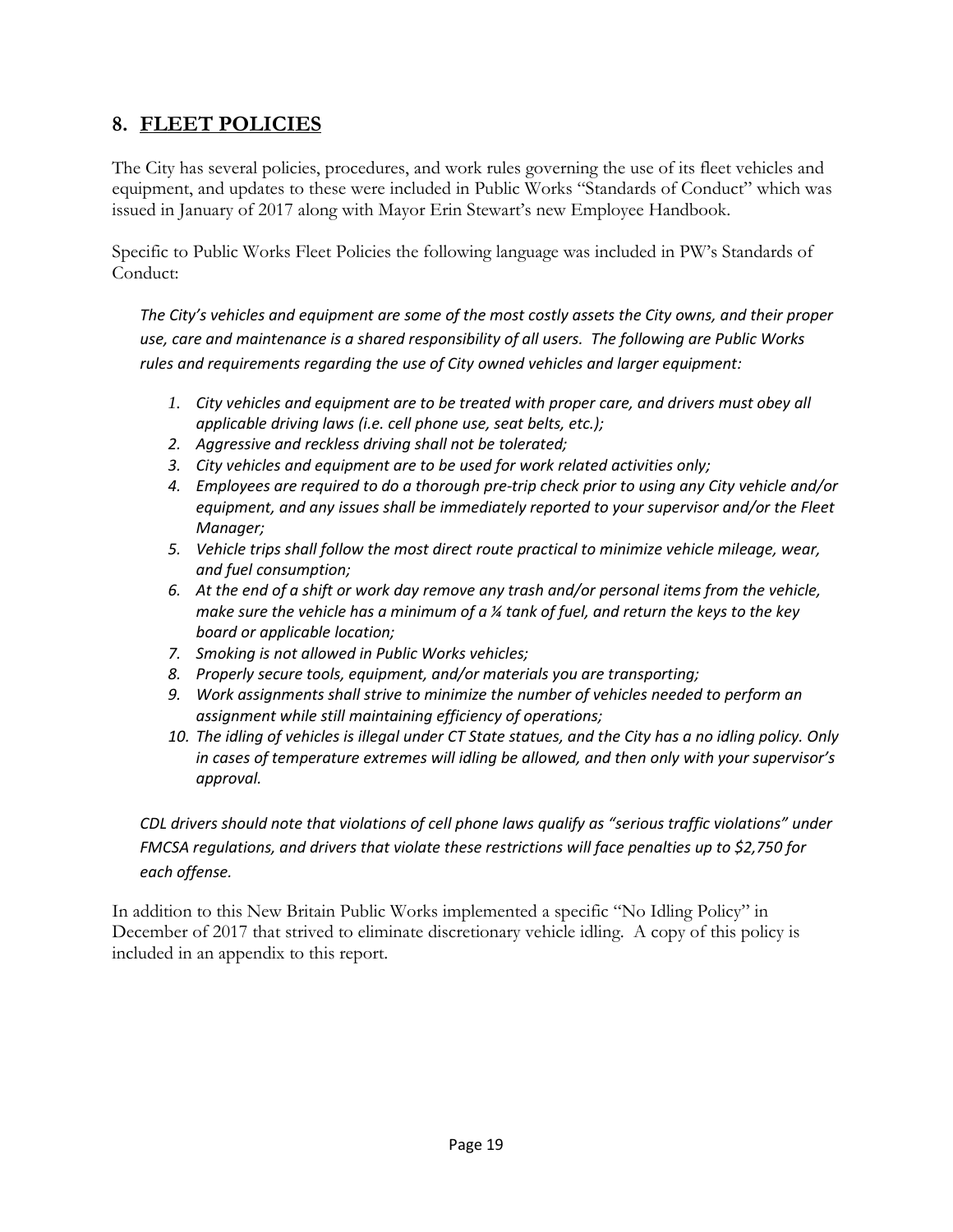## 8. FLEET POLICIES

The City has several policies, procedures, and work rules governing the use of its fleet vehicles and equipment, and updates to these were included in Public Works "Standards of Conduct" which was issued in January of 2017 along with Mayor Erin Stewart's new Employee Handbook.

Specific to Public Works Fleet Policies the following language was included in PW's Standards of Conduct:

*The City's vehicles and equipment are some of the most costly assets the City owns, and their proper use, care and maintenance is a shared responsibility of all users. The following are Public Works rules and requirements regarding the use of City owned vehicles and larger equipment:*

1. *City vehicles and equipment are to be treated with proper care, and drivers must obey all applicable driving laws (i.e. cell phone use, seat belts, etc.);*
2. *Aggressive and reckless driving shall not be tolerated;*
3. *City vehicles and equipment are to be used for work related activities only;*
4. *Employees are required to do a thorough pre-trip check prior to using any City vehicle and/or equipment, and any issues shall be immediately reported to your supervisor and/or the Fleet Manager;*
5. *Vehicle trips shall follow the most direct route practical to minimize vehicle mileage, wear, and fuel consumption;*
6. *At the end of a shift or work day remove any trash and/or personal items from the vehicle, make sure the vehicle has a minimum of a ¼ tank of fuel, and return the keys to the key board or applicable location;*
7. *Smoking is not allowed in Public Works vehicles;*
8. *Properly secure tools, equipment, and/or materials you are transporting;*
9. *Work assignments shall strive to minimize the number of vehicles needed to perform an assignment while still maintaining efficiency of operations;*
10. *The idling of vehicles is illegal under CT State statues, and the City has a no idling policy. Only in cases of temperature extremes will idling be allowed, and then only with your supervisor's approval.*

*CDL drivers should note that violations of cell phone laws qualify as "serious traffic violations" under FMCSA regulations, and drivers that violate these restrictions will face penalties up to $2,750 for each offense.*

In addition to this New Britain Public Works implemented a specific "No Idling Policy" in December of 2017 that strived to eliminate discretionary vehicle idling. A copy of this policy is included in an appendix to this report.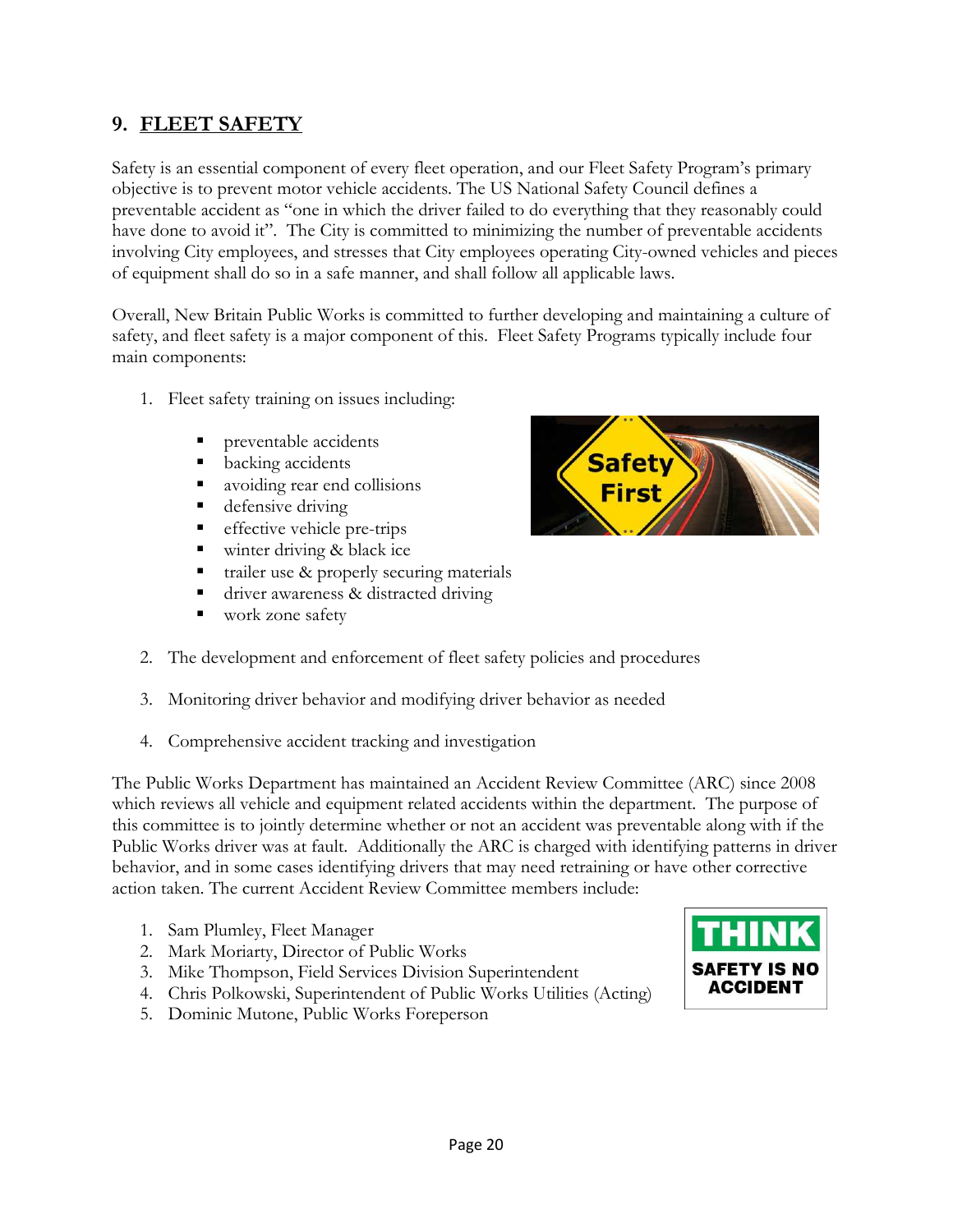## 9. FLEET SAFETY

Safety is an essential component of every fleet operation, and our Fleet Safety Program's primary objective is to prevent motor vehicle accidents. The US National Safety Council defines a preventable accident as "one in which the driver failed to do everything that they reasonably could have done to avoid it". The City is committed to minimizing the number of preventable accidents involving City employees, and stresses that City employees operating City-owned vehicles and pieces of equipment shall do so in a safe manner, and shall follow all applicable laws.

Overall, New Britain Public Works is committed to further developing and maintaining a culture of safety, and fleet safety is a major component of this. Fleet Safety Programs typically include four main components:

1. Fleet safety training on issues including:
   - preventable accidents
   - backing accidents
   - avoiding rear end collisions
   - defensive driving
   - effective vehicle pre-trips
   - winter driving & black ice
   - trailer use & properly securing materials
   - driver awareness & distracted driving
   - work zone safety
2. The development and enforcement of fleet safety policies and procedures
3. Monitoring driver behavior and modifying driver behavior as needed
4. Comprehensive accident tracking and investigation

The Public Works Department has maintained an Accident Review Committee (ARC) since 2008 which reviews all vehicle and equipment related accidents within the department. The purpose of this committee is to jointly determine whether or not an accident was preventable along with if the Public Works driver was at fault. Additionally the ARC is charged with identifying patterns in driver behavior, and in some cases identifying drivers that may need retraining or have other corrective action taken. The current Accident Review Committee members include:

1. Sam Plumley, Fleet Manager
2. Mark Moriarty, Director of Public Works
3. Mike Thompson, Field Services Division Superintendent
4. Chris Polkowski, Superintendent of Public Works Utilities (Acting)
5. Dominic Mutone, Public Works Foreperson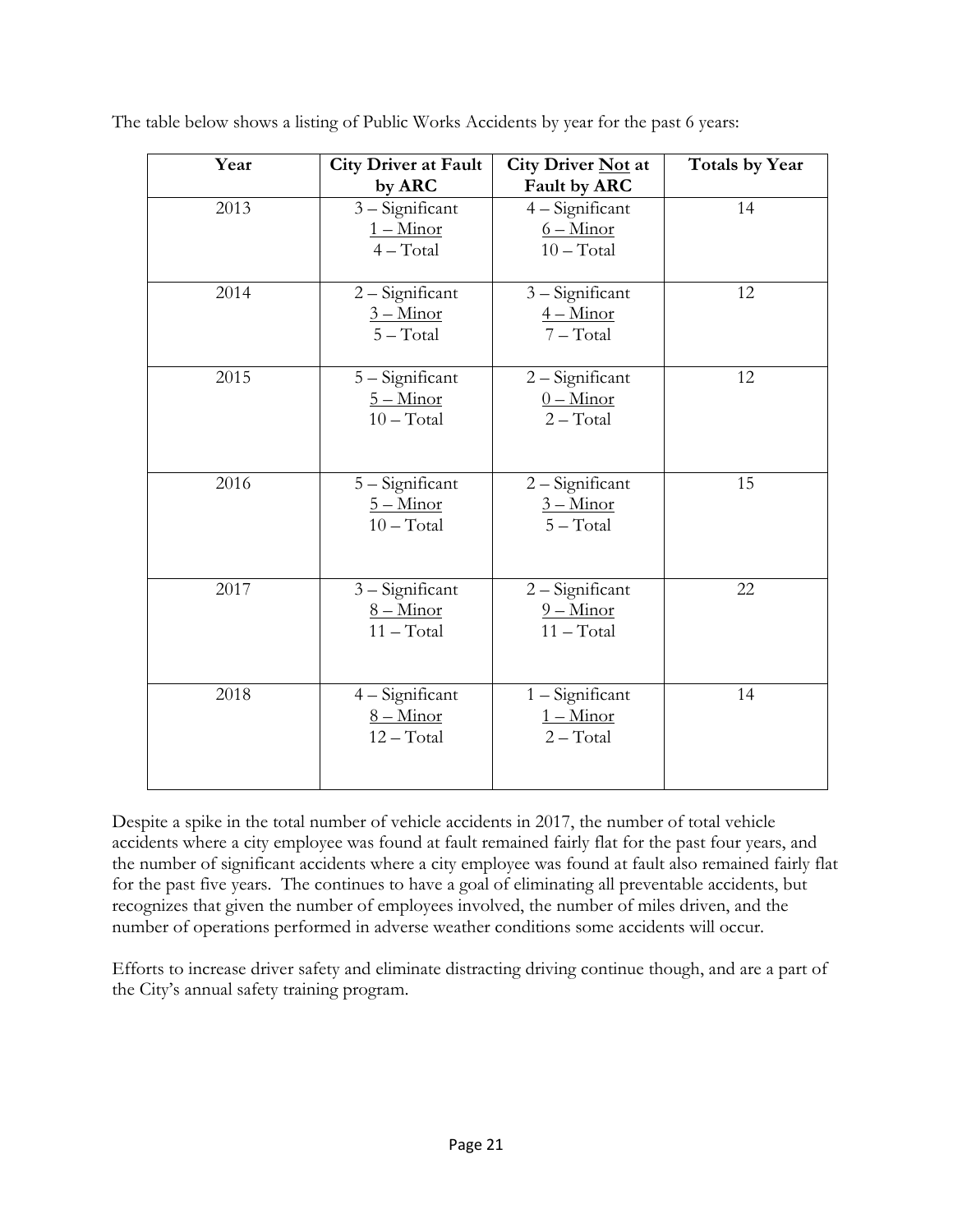The table below shows a listing of Public Works Accidents by year for the past 6 years:

| Year | City Driver at Fault by ARC | City Driver Not at Fault by ARC | Totals by Year |
|---|---|---|---|
| 2013 | 3 – Significant<br>1 – Minor<br>4 – Total | 4 – Significant<br>6 – Minor<br>10 – Total | 14 |
| 2014 | 2 – Significant<br>3 – Minor<br>5 – Total | 3 – Significant<br>4 – Minor<br>7 – Total | 12 |
| 2015 | 5 – Significant<br>5 – Minor<br>10 – Total | 2 – Significant<br>0 – Minor<br>2 – Total | 12 |
| 2016 | 5 – Significant<br>5 – Minor<br>10 – Total | 2 – Significant<br>3 – Minor<br>5 – Total | 15 |
| 2017 | 3 – Significant<br>8 – Minor<br>11 – Total | 2 – Significant<br>9 – Minor<br>11 – Total | 22 |
| 2018 | 4 – Significant<br>8 – Minor<br>12 – Total | 1 – Significant<br>1 – Minor<br>2 – Total | 14 |

Despite a spike in the total number of vehicle accidents in 2017, the number of total vehicle accidents where a city employee was found at fault remained fairly flat for the past four years, and the number of significant accidents where a city employee was found at fault also remained fairly flat for the past five years. The continues to have a goal of eliminating all preventable accidents, but recognizes that given the number of employees involved, the number of miles driven, and the number of operations performed in adverse weather conditions some accidents will occur.

Efforts to increase driver safety and eliminate distracting driving continue though, and are a part of the City's annual safety training program.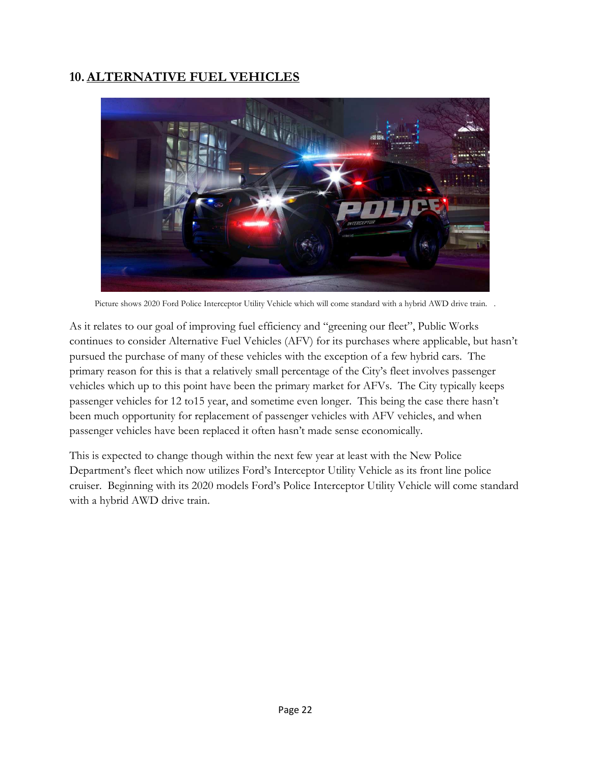## 10. ALTERNATIVE FUEL VEHICLES

Picture shows 2020 Ford Police Interceptor Utility Vehicle which will come standard with a hybrid AWD drive train.  .

As it relates to our goal of improving fuel efficiency and "greening our fleet", Public Works continues to consider Alternative Fuel Vehicles (AFV) for its purchases where applicable, but hasn't pursued the purchase of many of these vehicles with the exception of a few hybrid cars. The primary reason for this is that a relatively small percentage of the City's fleet involves passenger vehicles which up to this point have been the primary market for AFVs. The City typically keeps passenger vehicles for 12 to15 year, and sometime even longer. This being the case there hasn't been much opportunity for replacement of passenger vehicles with AFV vehicles, and when passenger vehicles have been replaced it often hasn't made sense economically.

This is expected to change though within the next few year at least with the New Police Department's fleet which now utilizes Ford's Interceptor Utility Vehicle as its front line police cruiser. Beginning with its 2020 models Ford's Police Interceptor Utility Vehicle will come standard with a hybrid AWD drive train.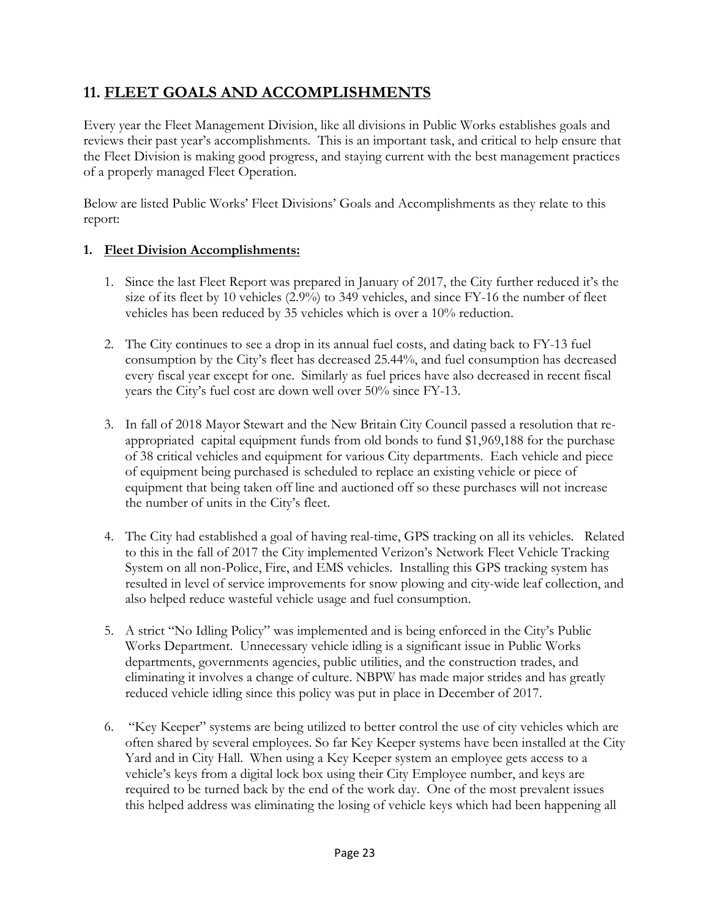## 11. FLEET GOALS AND ACCOMPLISHMENTS

Every year the Fleet Management Division, like all divisions in Public Works establishes goals and reviews their past year's accomplishments. This is an important task, and critical to help ensure that the Fleet Division is making good progress, and staying current with the best management practices of a properly managed Fleet Operation.

Below are listed Public Works' Fleet Divisions' Goals and Accomplishments as they relate to this report:

### 1. Fleet Division Accomplishments:

1. Since the last Fleet Report was prepared in January of 2017, the City further reduced it's the size of its fleet by 10 vehicles (2.9%) to 349 vehicles, and since FY-16 the number of fleet vehicles has been reduced by 35 vehicles which is over a 10% reduction.

2. The City continues to see a drop in its annual fuel costs, and dating back to FY-13 fuel consumption by the City's fleet has decreased 25.44%, and fuel consumption has decreased every fiscal year except for one. Similarly as fuel prices have also decreased in recent fiscal years the City's fuel cost are down well over 50% since FY-13.

3. In fall of 2018 Mayor Stewart and the New Britain City Council passed a resolution that re-appropriated capital equipment funds from old bonds to fund $1,969,188 for the purchase of 38 critical vehicles and equipment for various City departments. Each vehicle and piece of equipment being purchased is scheduled to replace an existing vehicle or piece of equipment that being taken off line and auctioned off so these purchases will not increase the number of units in the City's fleet.

4. The City had established a goal of having real-time, GPS tracking on all its vehicles. Related to this in the fall of 2017 the City implemented Verizon's Network Fleet Vehicle Tracking System on all non-Police, Fire, and EMS vehicles. Installing this GPS tracking system has resulted in level of service improvements for snow plowing and city-wide leaf collection, and also helped reduce wasteful vehicle usage and fuel consumption.

5. A strict "No Idling Policy" was implemented and is being enforced in the City's Public Works Department. Unnecessary vehicle idling is a significant issue in Public Works departments, governments agencies, public utilities, and the construction trades, and eliminating it involves a change of culture. NBPW has made major strides and has greatly reduced vehicle idling since this policy was put in place in December of 2017.

6. "Key Keeper" systems are being utilized to better control the use of city vehicles which are often shared by several employees. So far Key Keeper systems have been installed at the City Yard and in City Hall. When using a Key Keeper system an employee gets access to a vehicle's keys from a digital lock box using their City Employee number, and keys are required to be turned back by the end of the work day. One of the most prevalent issues this helped address was eliminating the losing of vehicle keys which had been happening all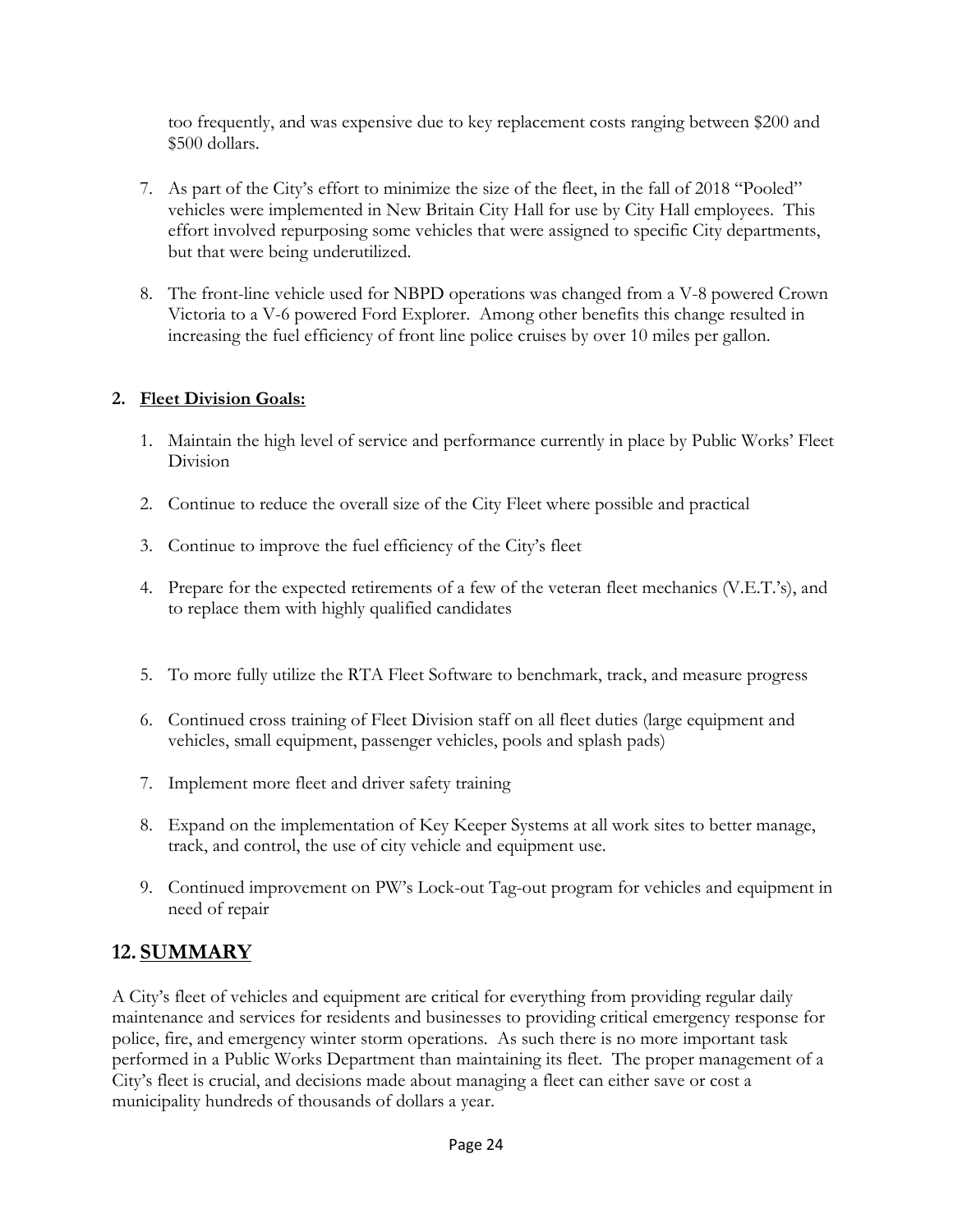too frequently, and was expensive due to key replacement costs ranging between $200 and $500 dollars.

7. As part of the City's effort to minimize the size of the fleet, in the fall of 2018 "Pooled" vehicles were implemented in New Britain City Hall for use by City Hall employees. This effort involved repurposing some vehicles that were assigned to specific City departments, but that were being underutilized.

8. The front-line vehicle used for NBPD operations was changed from a V-8 powered Crown Victoria to a V-6 powered Ford Explorer. Among other benefits this change resulted in increasing the fuel efficiency of front line police cruises by over 10 miles per gallon.

**2. <u>Fleet Division Goals:</u>**

1. Maintain the high level of service and performance currently in place by Public Works' Fleet Division

2. Continue to reduce the overall size of the City Fleet where possible and practical

3. Continue to improve the fuel efficiency of the City's fleet

4. Prepare for the expected retirements of a few of the veteran fleet mechanics (V.E.T.'s), and to replace them with highly qualified candidates

5. To more fully utilize the RTA Fleet Software to benchmark, track, and measure progress

6. Continued cross training of Fleet Division staff on all fleet duties (large equipment and vehicles, small equipment, passenger vehicles, pools and splash pads)

7. Implement more fleet and driver safety training

8. Expand on the implementation of Key Keeper Systems at all work sites to better manage, track, and control, the use of city vehicle and equipment use.

9. Continued improvement on PW's Lock-out Tag-out program for vehicles and equipment in need of repair

## 12. SUMMARY

A City's fleet of vehicles and equipment are critical for everything from providing regular daily maintenance and services for residents and businesses to providing critical emergency response for police, fire, and emergency winter storm operations. As such there is no more important task performed in a Public Works Department than maintaining its fleet. The proper management of a City's fleet is crucial, and decisions made about managing a fleet can either save or cost a municipality hundreds of thousands of dollars a year.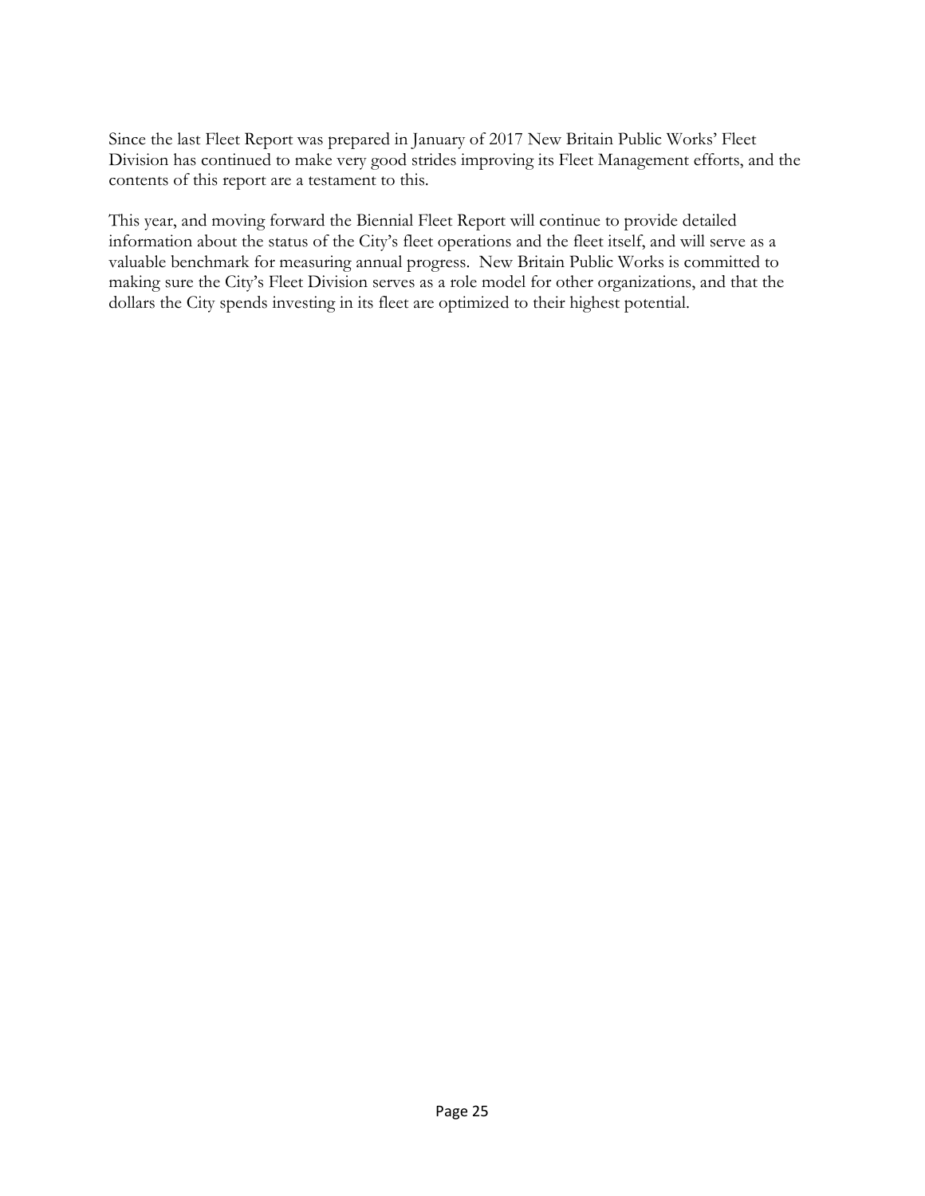Since the last Fleet Report was prepared in January of 2017 New Britain Public Works' Fleet Division has continued to make very good strides improving its Fleet Management efforts, and the contents of this report are a testament to this.

This year, and moving forward the Biennial Fleet Report will continue to provide detailed information about the status of the City's fleet operations and the fleet itself, and will serve as a valuable benchmark for measuring annual progress. New Britain Public Works is committed to making sure the City's Fleet Division serves as a role model for other organizations, and that the dollars the City spends investing in its fleet are optimized to their highest potential.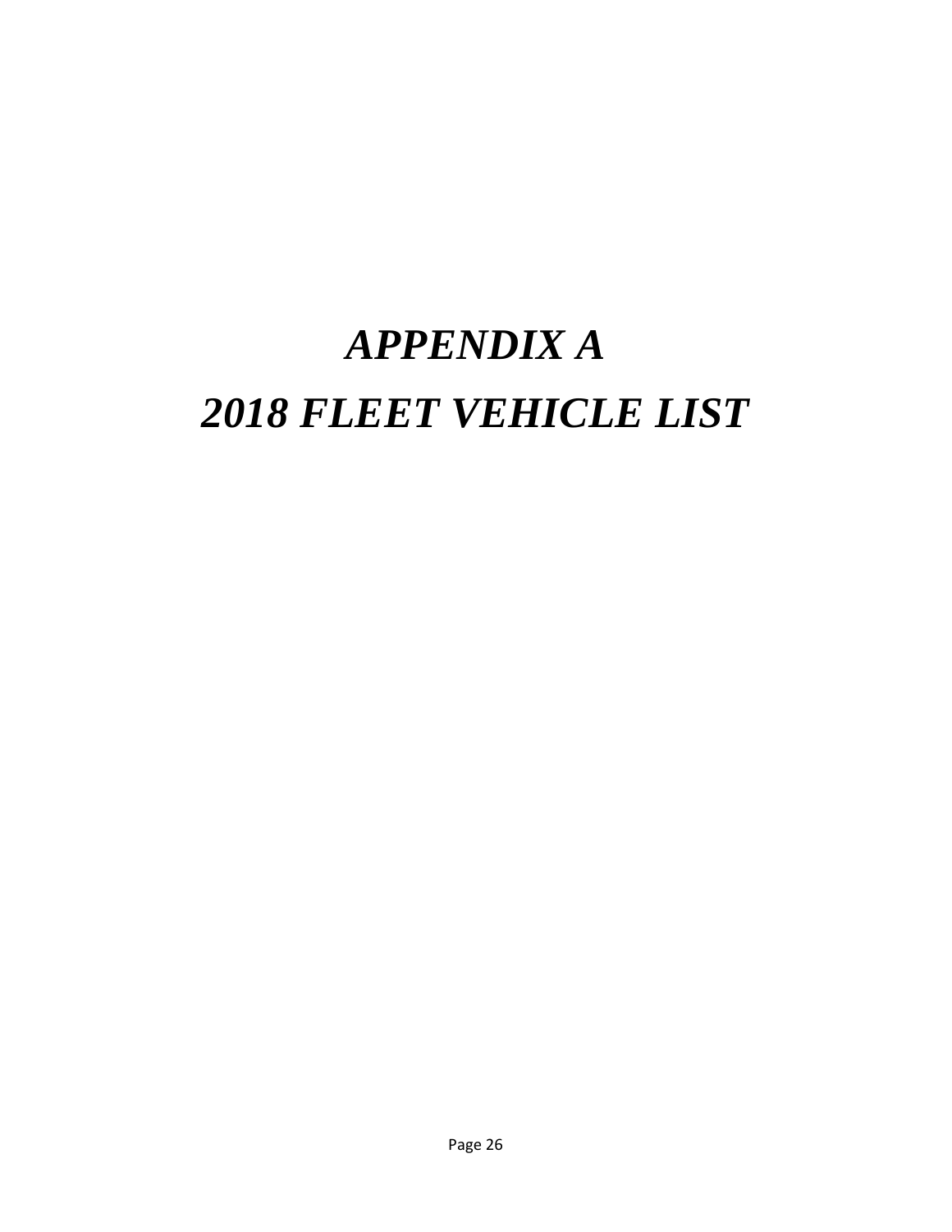# *APPENDIX A*

# *2018 FLEET VEHICLE LIST*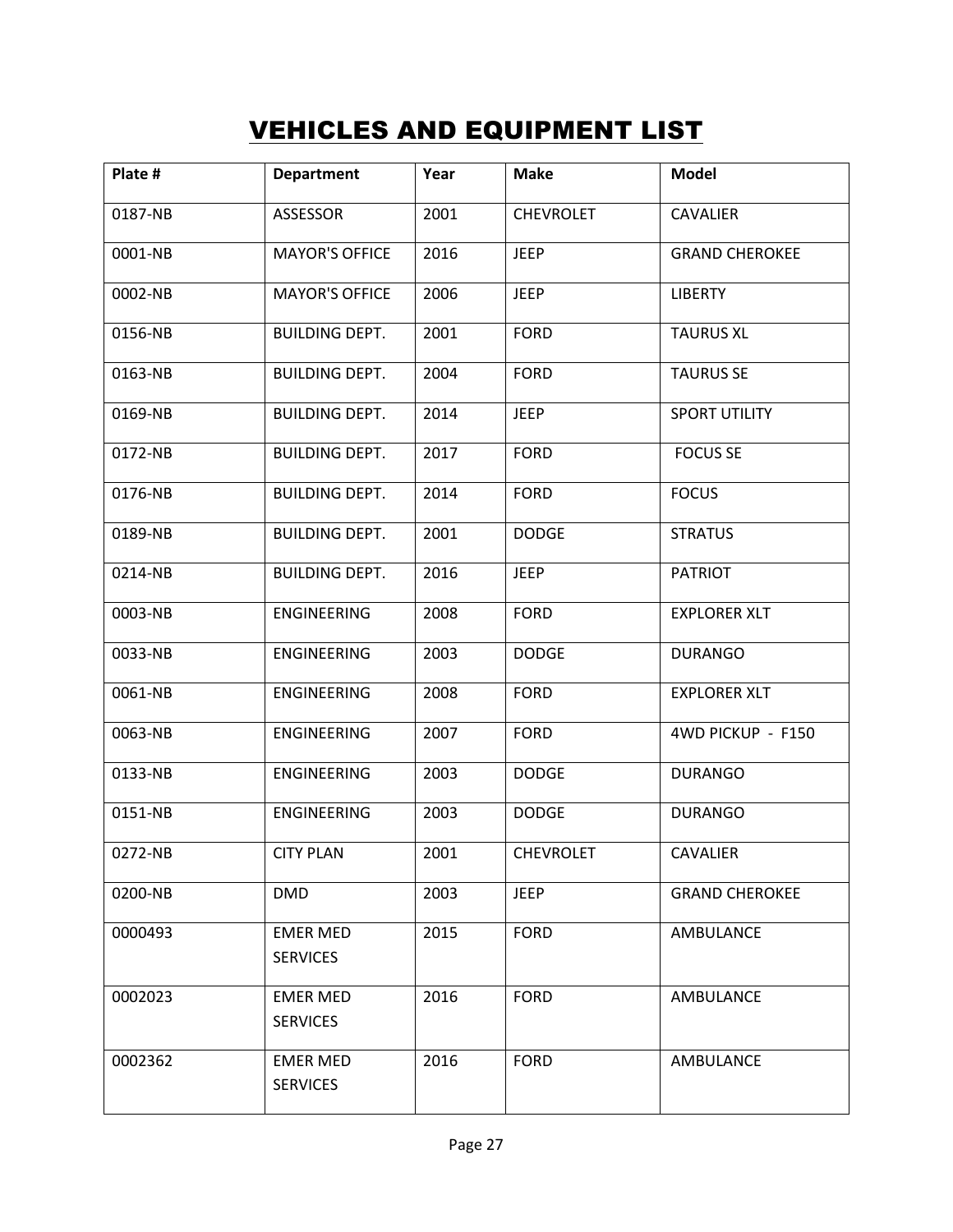# VEHICLES AND EQUIPMENT LIST

| Plate # | Department | Year | Make | Model |
|---|---|---|---|---|
| 0187-NB | ASSESSOR | 2001 | CHEVROLET | CAVALIER |
| 0001-NB | MAYOR'S OFFICE | 2016 | JEEP | GRAND CHEROKEE |
| 0002-NB | MAYOR'S OFFICE | 2006 | JEEP | LIBERTY |
| 0156-NB | BUILDING DEPT. | 2001 | FORD | TAURUS XL |
| 0163-NB | BUILDING DEPT. | 2004 | FORD | TAURUS SE |
| 0169-NB | BUILDING DEPT. | 2014 | JEEP | SPORT UTILITY |
| 0172-NB | BUILDING DEPT. | 2017 | FORD | FOCUS SE |
| 0176-NB | BUILDING DEPT. | 2014 | FORD | FOCUS |
| 0189-NB | BUILDING DEPT. | 2001 | DODGE | STRATUS |
| 0214-NB | BUILDING DEPT. | 2016 | JEEP | PATRIOT |
| 0003-NB | ENGINEERING | 2008 | FORD | EXPLORER XLT |
| 0033-NB | ENGINEERING | 2003 | DODGE | DURANGO |
| 0061-NB | ENGINEERING | 2008 | FORD | EXPLORER XLT |
| 0063-NB | ENGINEERING | 2007 | FORD | 4WD PICKUP - F150 |
| 0133-NB | ENGINEERING | 2003 | DODGE | DURANGO |
| 0151-NB | ENGINEERING | 2003 | DODGE | DURANGO |
| 0272-NB | CITY PLAN | 2001 | CHEVROLET | CAVALIER |
| 0200-NB | DMD | 2003 | JEEP | GRAND CHEROKEE |
| 0000493 | EMER MED SERVICES | 2015 | FORD | AMBULANCE |
| 0002023 | EMER MED SERVICES | 2016 | FORD | AMBULANCE |
| 0002362 | EMER MED SERVICES | 2016 | FORD | AMBULANCE |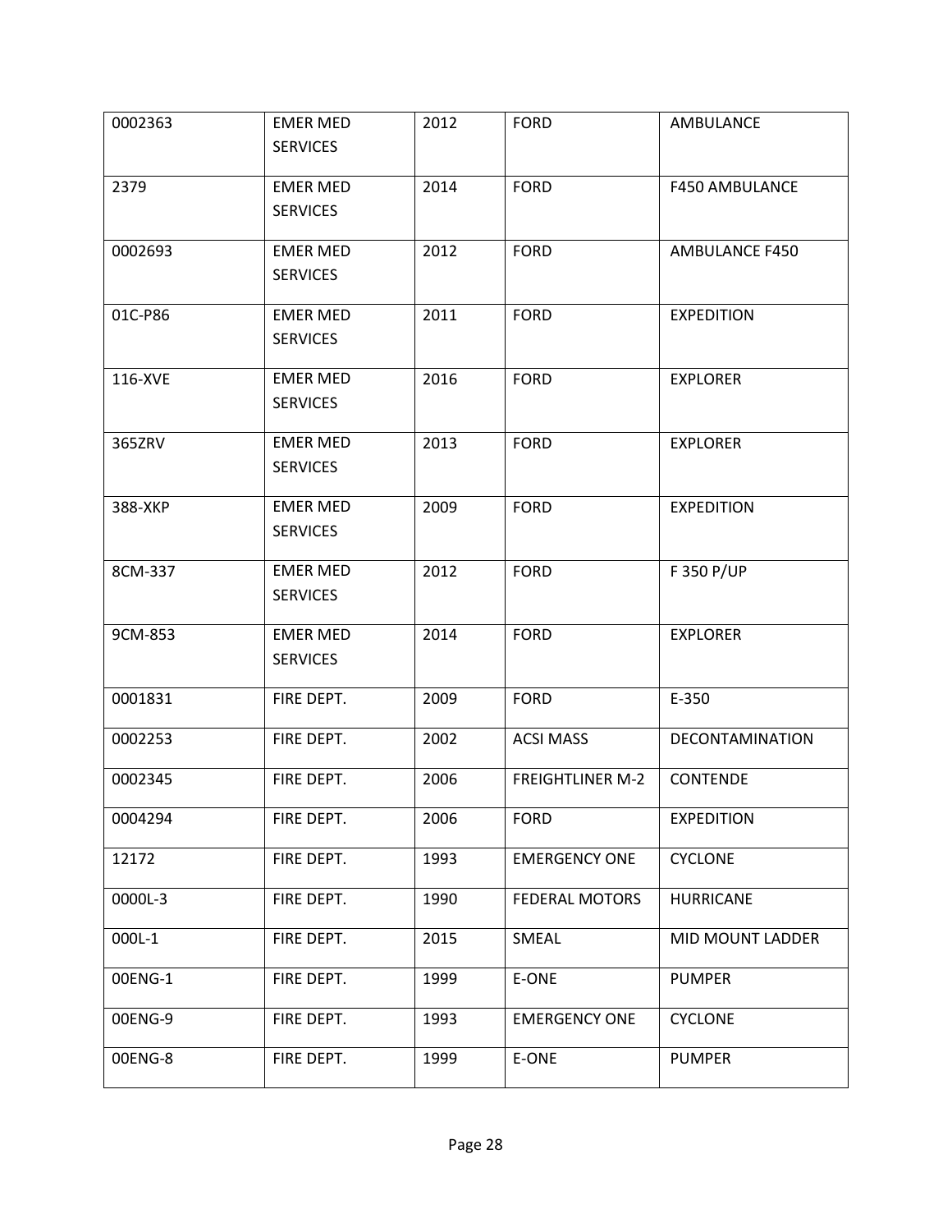| 0002363 | EMER MED SERVICES | 2012 | FORD | AMBULANCE |
|---|---|---|---|---|
| 2379 | EMER MED SERVICES | 2014 | FORD | F450 AMBULANCE |
| 0002693 | EMER MED SERVICES | 2012 | FORD | AMBULANCE F450 |
| 01C-P86 | EMER MED SERVICES | 2011 | FORD | EXPEDITION |
| 116-XVE | EMER MED SERVICES | 2016 | FORD | EXPLORER |
| 365ZRV | EMER MED SERVICES | 2013 | FORD | EXPLORER |
| 388-XKP | EMER MED SERVICES | 2009 | FORD | EXPEDITION |
| 8CM-337 | EMER MED SERVICES | 2012 | FORD | F 350 P/UP |
| 9CM-853 | EMER MED SERVICES | 2014 | FORD | EXPLORER |
| 0001831 | FIRE DEPT. | 2009 | FORD | E-350 |
| 0002253 | FIRE DEPT. | 2002 | ACSI MASS | DECONTAMINATION |
| 0002345 | FIRE DEPT. | 2006 | FREIGHTLINER M-2 | CONTENDE |
| 0004294 | FIRE DEPT. | 2006 | FORD | EXPEDITION |
| 12172 | FIRE DEPT. | 1993 | EMERGENCY ONE | CYCLONE |
| 0000L-3 | FIRE DEPT. | 1990 | FEDERAL MOTORS | HURRICANE |
| 000L-1 | FIRE DEPT. | 2015 | SMEAL | MID MOUNT LADDER |
| 00ENG-1 | FIRE DEPT. | 1999 | E-ONE | PUMPER |
| 00ENG-9 | FIRE DEPT. | 1993 | EMERGENCY ONE | CYCLONE |
| 00ENG-8 | FIRE DEPT. | 1999 | E-ONE | PUMPER |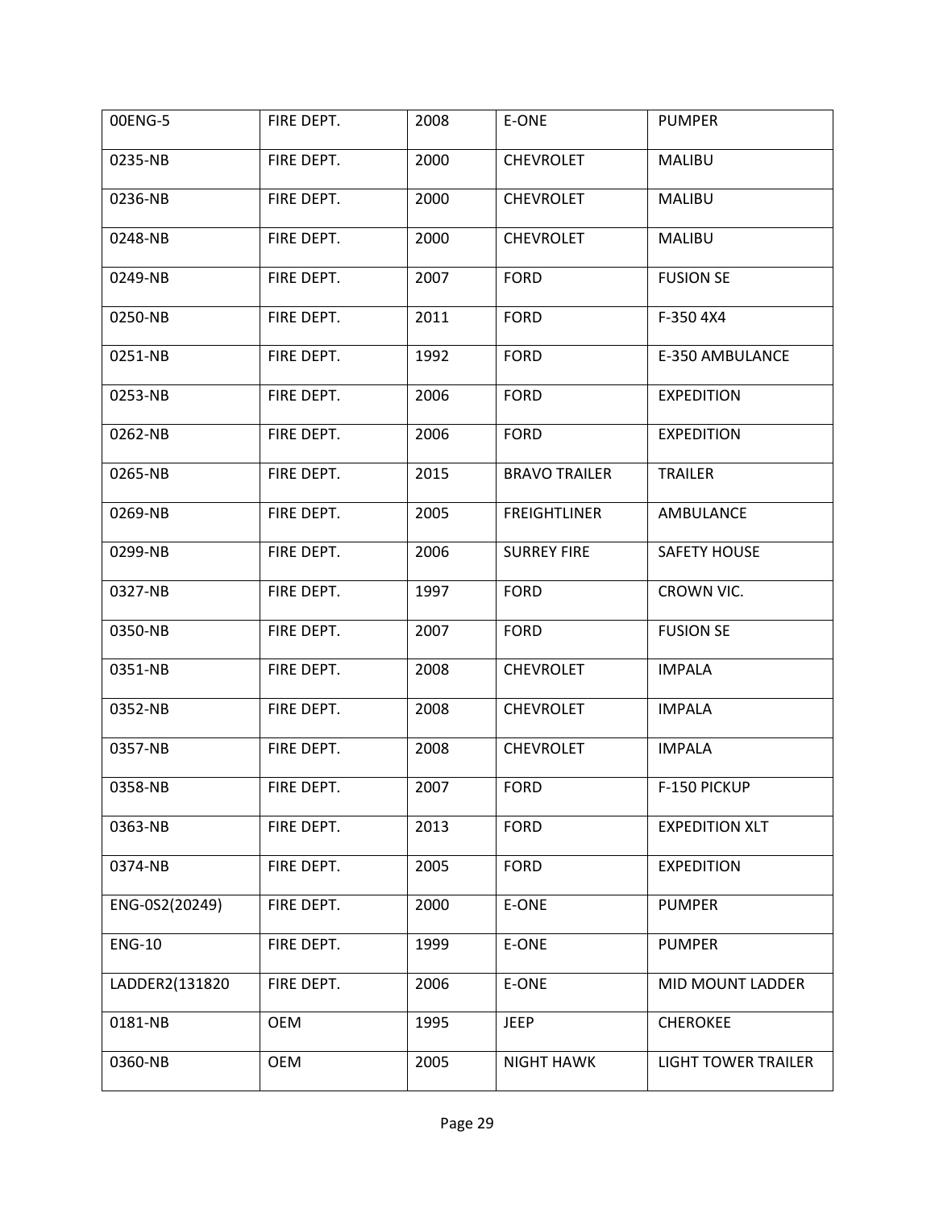| 00ENG-5 | FIRE DEPT. | 2008 | E-ONE | PUMPER |
|---|---|---|---|---|
| 0235-NB | FIRE DEPT. | 2000 | CHEVROLET | MALIBU |
| 0236-NB | FIRE DEPT. | 2000 | CHEVROLET | MALIBU |
| 0248-NB | FIRE DEPT. | 2000 | CHEVROLET | MALIBU |
| 0249-NB | FIRE DEPT. | 2007 | FORD | FUSION SE |
| 0250-NB | FIRE DEPT. | 2011 | FORD | F-350 4X4 |
| 0251-NB | FIRE DEPT. | 1992 | FORD | E-350 AMBULANCE |
| 0253-NB | FIRE DEPT. | 2006 | FORD | EXPEDITION |
| 0262-NB | FIRE DEPT. | 2006 | FORD | EXPEDITION |
| 0265-NB | FIRE DEPT. | 2015 | BRAVO TRAILER | TRAILER |
| 0269-NB | FIRE DEPT. | 2005 | FREIGHTLINER | AMBULANCE |
| 0299-NB | FIRE DEPT. | 2006 | SURREY FIRE | SAFETY HOUSE |
| 0327-NB | FIRE DEPT. | 1997 | FORD | CROWN VIC. |
| 0350-NB | FIRE DEPT. | 2007 | FORD | FUSION SE |
| 0351-NB | FIRE DEPT. | 2008 | CHEVROLET | IMPALA |
| 0352-NB | FIRE DEPT. | 2008 | CHEVROLET | IMPALA |
| 0357-NB | FIRE DEPT. | 2008 | CHEVROLET | IMPALA |
| 0358-NB | FIRE DEPT. | 2007 | FORD | F-150 PICKUP |
| 0363-NB | FIRE DEPT. | 2013 | FORD | EXPEDITION XLT |
| 0374-NB | FIRE DEPT. | 2005 | FORD | EXPEDITION |
| ENG-0S2(20249) | FIRE DEPT. | 2000 | E-ONE | PUMPER |
| ENG-10 | FIRE DEPT. | 1999 | E-ONE | PUMPER |
| LADDER2(131820 | FIRE DEPT. | 2006 | E-ONE | MID MOUNT LADDER |
| 0181-NB | OEM | 1995 | JEEP | CHEROKEE |
| 0360-NB | OEM | 2005 | NIGHT HAWK | LIGHT TOWER TRAILER |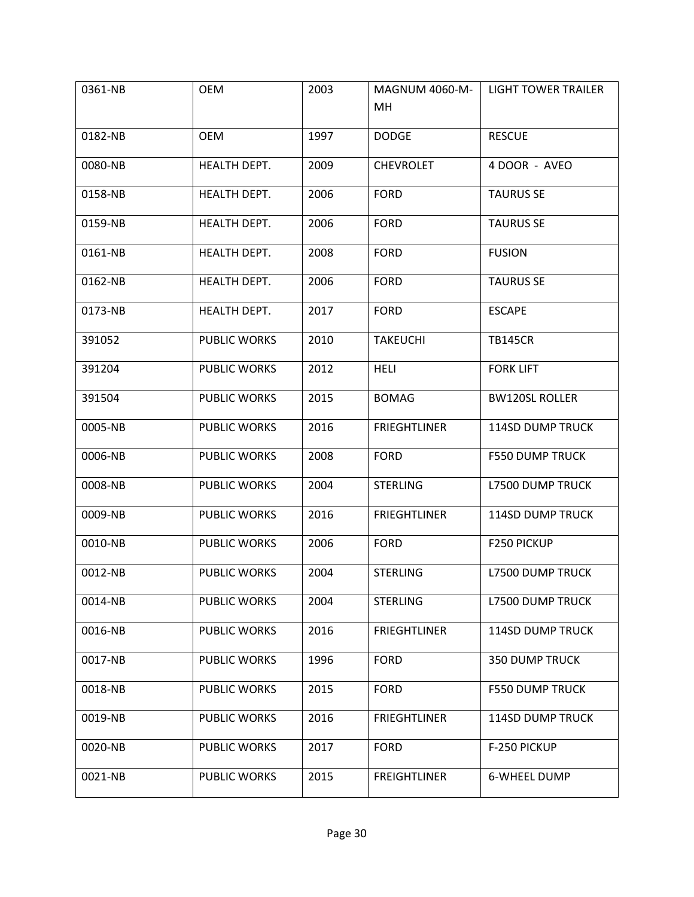| 0361-NB | OEM | 2003 | MAGNUM 4060-M-MH | LIGHT TOWER TRAILER |
|---|---|---|---|---|
| 0182-NB | OEM | 1997 | DODGE | RESCUE |
| 0080-NB | HEALTH DEPT. | 2009 | CHEVROLET | 4 DOOR - AVEO |
| 0158-NB | HEALTH DEPT. | 2006 | FORD | TAURUS SE |
| 0159-NB | HEALTH DEPT. | 2006 | FORD | TAURUS SE |
| 0161-NB | HEALTH DEPT. | 2008 | FORD | FUSION |
| 0162-NB | HEALTH DEPT. | 2006 | FORD | TAURUS SE |
| 0173-NB | HEALTH DEPT. | 2017 | FORD | ESCAPE |
| 391052 | PUBLIC WORKS | 2010 | TAKEUCHI | TB145CR |
| 391204 | PUBLIC WORKS | 2012 | HELI | FORK LIFT |
| 391504 | PUBLIC WORKS | 2015 | BOMAG | BW120SL ROLLER |
| 0005-NB | PUBLIC WORKS | 2016 | FRIEGHTLINER | 114SD DUMP TRUCK |
| 0006-NB | PUBLIC WORKS | 2008 | FORD | F550 DUMP TRUCK |
| 0008-NB | PUBLIC WORKS | 2004 | STERLING | L7500 DUMP TRUCK |
| 0009-NB | PUBLIC WORKS | 2016 | FRIEGHTLINER | 114SD DUMP TRUCK |
| 0010-NB | PUBLIC WORKS | 2006 | FORD | F250 PICKUP |
| 0012-NB | PUBLIC WORKS | 2004 | STERLING | L7500 DUMP TRUCK |
| 0014-NB | PUBLIC WORKS | 2004 | STERLING | L7500 DUMP TRUCK |
| 0016-NB | PUBLIC WORKS | 2016 | FRIEGHTLINER | 114SD DUMP TRUCK |
| 0017-NB | PUBLIC WORKS | 1996 | FORD | 350 DUMP TRUCK |
| 0018-NB | PUBLIC WORKS | 2015 | FORD | F550 DUMP TRUCK |
| 0019-NB | PUBLIC WORKS | 2016 | FRIEGHTLINER | 114SD DUMP TRUCK |
| 0020-NB | PUBLIC WORKS | 2017 | FORD | F-250 PICKUP |
| 0021-NB | PUBLIC WORKS | 2015 | FREIGHTLINER | 6-WHEEL DUMP |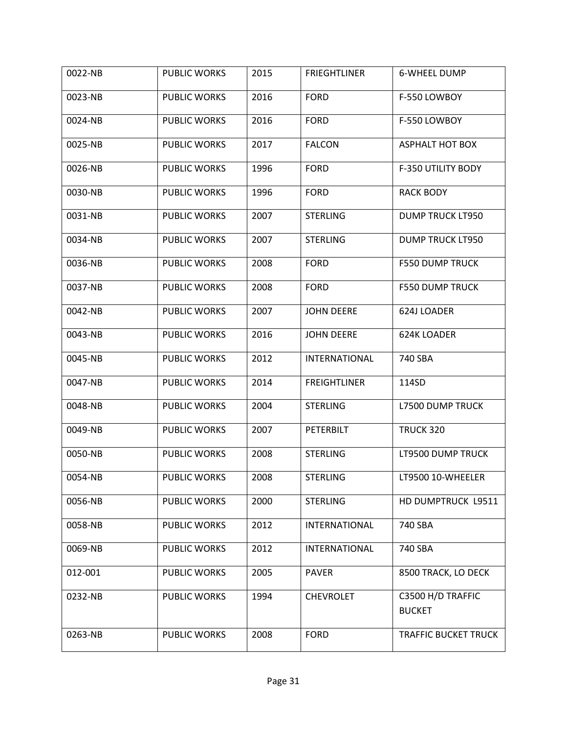| 0022-NB | PUBLIC WORKS | 2015 | FRIEGHTLINER | 6-WHEEL DUMP |
|---|---|---|---|---|
| 0023-NB | PUBLIC WORKS | 2016 | FORD | F-550 LOWBOY |
| 0024-NB | PUBLIC WORKS | 2016 | FORD | F-550 LOWBOY |
| 0025-NB | PUBLIC WORKS | 2017 | FALCON | ASPHALT HOT BOX |
| 0026-NB | PUBLIC WORKS | 1996 | FORD | F-350 UTILITY BODY |
| 0030-NB | PUBLIC WORKS | 1996 | FORD | RACK BODY |
| 0031-NB | PUBLIC WORKS | 2007 | STERLING | DUMP TRUCK LT950 |
| 0034-NB | PUBLIC WORKS | 2007 | STERLING | DUMP TRUCK LT950 |
| 0036-NB | PUBLIC WORKS | 2008 | FORD | F550 DUMP TRUCK |
| 0037-NB | PUBLIC WORKS | 2008 | FORD | F550 DUMP TRUCK |
| 0042-NB | PUBLIC WORKS | 2007 | JOHN DEERE | 624J LOADER |
| 0043-NB | PUBLIC WORKS | 2016 | JOHN DEERE | 624K LOADER |
| 0045-NB | PUBLIC WORKS | 2012 | INTERNATIONAL | 740 SBA |
| 0047-NB | PUBLIC WORKS | 2014 | FREIGHTLINER | 114SD |
| 0048-NB | PUBLIC WORKS | 2004 | STERLING | L7500 DUMP TRUCK |
| 0049-NB | PUBLIC WORKS | 2007 | PETERBILT | TRUCK 320 |
| 0050-NB | PUBLIC WORKS | 2008 | STERLING | LT9500 DUMP TRUCK |
| 0054-NB | PUBLIC WORKS | 2008 | STERLING | LT9500 10-WHEELER |
| 0056-NB | PUBLIC WORKS | 2000 | STERLING | HD DUMPTRUCK L9511 |
| 0058-NB | PUBLIC WORKS | 2012 | INTERNATIONAL | 740 SBA |
| 0069-NB | PUBLIC WORKS | 2012 | INTERNATIONAL | 740 SBA |
| 012-001 | PUBLIC WORKS | 2005 | PAVER | 8500 TRACK, LO DECK |
| 0232-NB | PUBLIC WORKS | 1994 | CHEVROLET | C3500 H/D TRAFFIC BUCKET |
| 0263-NB | PUBLIC WORKS | 2008 | FORD | TRAFFIC BUCKET TRUCK |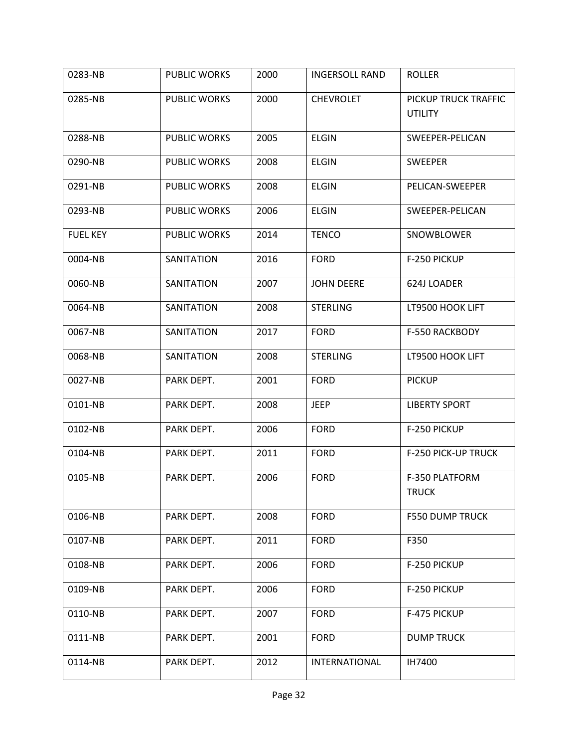| 0283-NB | PUBLIC WORKS | 2000 | INGERSOLL RAND | ROLLER |
|---|---|---|---|---|
| 0285-NB | PUBLIC WORKS | 2000 | CHEVROLET | PICKUP TRUCK TRAFFIC UTILITY |
| 0288-NB | PUBLIC WORKS | 2005 | ELGIN | SWEEPER-PELICAN |
| 0290-NB | PUBLIC WORKS | 2008 | ELGIN | SWEEPER |
| 0291-NB | PUBLIC WORKS | 2008 | ELGIN | PELICAN-SWEEPER |
| 0293-NB | PUBLIC WORKS | 2006 | ELGIN | SWEEPER-PELICAN |
| FUEL KEY | PUBLIC WORKS | 2014 | TENCO | SNOWBLOWER |
| 0004-NB | SANITATION | 2016 | FORD | F-250 PICKUP |
| 0060-NB | SANITATION | 2007 | JOHN DEERE | 624J LOADER |
| 0064-NB | SANITATION | 2008 | STERLING | LT9500 HOOK LIFT |
| 0067-NB | SANITATION | 2017 | FORD | F-550 RACKBODY |
| 0068-NB | SANITATION | 2008 | STERLING | LT9500 HOOK LIFT |
| 0027-NB | PARK DEPT. | 2001 | FORD | PICKUP |
| 0101-NB | PARK DEPT. | 2008 | JEEP | LIBERTY SPORT |
| 0102-NB | PARK DEPT. | 2006 | FORD | F-250 PICKUP |
| 0104-NB | PARK DEPT. | 2011 | FORD | F-250 PICK-UP TRUCK |
| 0105-NB | PARK DEPT. | 2006 | FORD | F-350 PLATFORM TRUCK |
| 0106-NB | PARK DEPT. | 2008 | FORD | F550 DUMP TRUCK |
| 0107-NB | PARK DEPT. | 2011 | FORD | F350 |
| 0108-NB | PARK DEPT. | 2006 | FORD | F-250 PICKUP |
| 0109-NB | PARK DEPT. | 2006 | FORD | F-250 PICKUP |
| 0110-NB | PARK DEPT. | 2007 | FORD | F-475 PICKUP |
| 0111-NB | PARK DEPT. | 2001 | FORD | DUMP TRUCK |
| 0114-NB | PARK DEPT. | 2012 | INTERNATIONAL | IH7400 |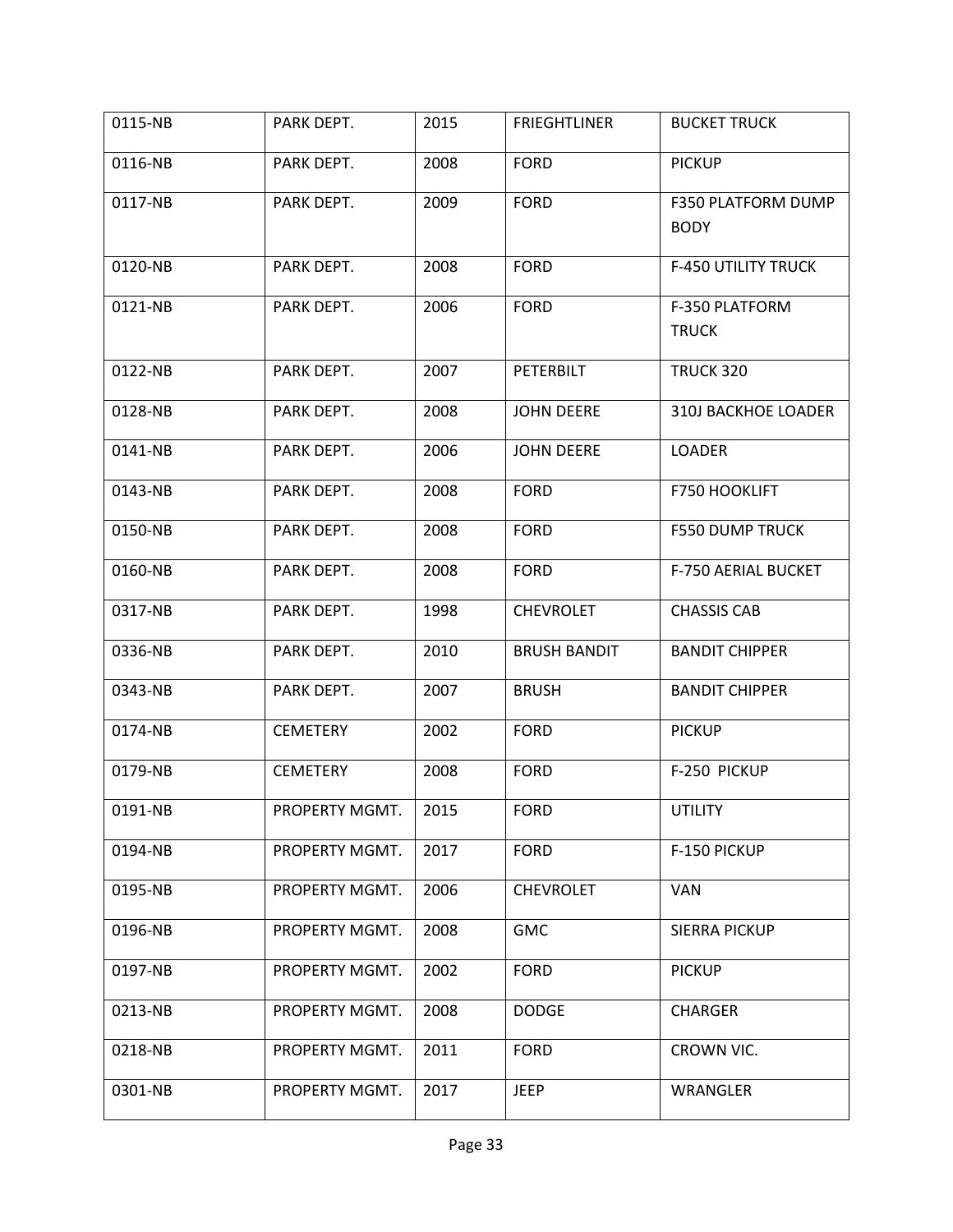| 0115-NB | PARK DEPT. | 2015 | FRIEGHTLINER | BUCKET TRUCK |
|---|---|---|---|---|
| 0116-NB | PARK DEPT. | 2008 | FORD | PICKUP |
| 0117-NB | PARK DEPT. | 2009 | FORD | F350 PLATFORM DUMP BODY |
| 0120-NB | PARK DEPT. | 2008 | FORD | F-450 UTILITY TRUCK |
| 0121-NB | PARK DEPT. | 2006 | FORD | F-350 PLATFORM TRUCK |
| 0122-NB | PARK DEPT. | 2007 | PETERBILT | TRUCK 320 |
| 0128-NB | PARK DEPT. | 2008 | JOHN DEERE | 310J BACKHOE LOADER |
| 0141-NB | PARK DEPT. | 2006 | JOHN DEERE | LOADER |
| 0143-NB | PARK DEPT. | 2008 | FORD | F750 HOOKLIFT |
| 0150-NB | PARK DEPT. | 2008 | FORD | F550 DUMP TRUCK |
| 0160-NB | PARK DEPT. | 2008 | FORD | F-750 AERIAL BUCKET |
| 0317-NB | PARK DEPT. | 1998 | CHEVROLET | CHASSIS CAB |
| 0336-NB | PARK DEPT. | 2010 | BRUSH BANDIT | BANDIT CHIPPER |
| 0343-NB | PARK DEPT. | 2007 | BRUSH | BANDIT CHIPPER |
| 0174-NB | CEMETERY | 2002 | FORD | PICKUP |
| 0179-NB | CEMETERY | 2008 | FORD | F-250 PICKUP |
| 0191-NB | PROPERTY MGMT. | 2015 | FORD | UTILITY |
| 0194-NB | PROPERTY MGMT. | 2017 | FORD | F-150 PICKUP |
| 0195-NB | PROPERTY MGMT. | 2006 | CHEVROLET | VAN |
| 0196-NB | PROPERTY MGMT. | 2008 | GMC | SIERRA PICKUP |
| 0197-NB | PROPERTY MGMT. | 2002 | FORD | PICKUP |
| 0213-NB | PROPERTY MGMT. | 2008 | DODGE | CHARGER |
| 0218-NB | PROPERTY MGMT. | 2011 | FORD | CROWN VIC. |
| 0301-NB | PROPERTY MGMT. | 2017 | JEEP | WRANGLER |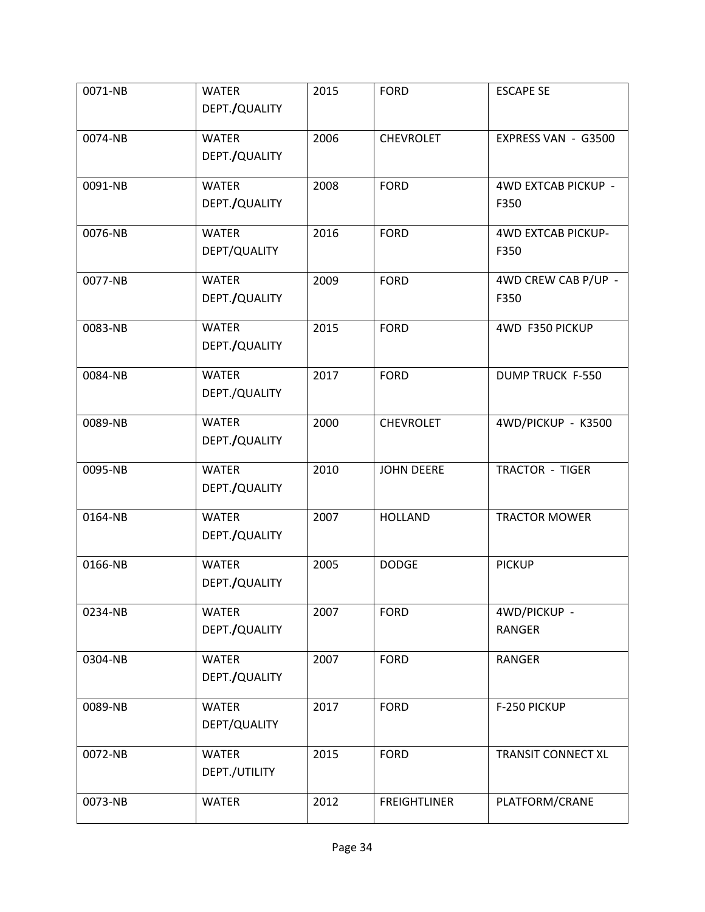| | | | | |
|---|---|---|---|---|
| 0071-NB | WATER DEPT./QUALITY | 2015 | FORD | ESCAPE SE |
| 0074-NB | WATER DEPT./QUALITY | 2006 | CHEVROLET | EXPRESS VAN - G3500 |
| 0091-NB | WATER DEPT./QUALITY | 2008 | FORD | 4WD EXTCAB PICKUP - F350 |
| 0076-NB | WATER DEPT/QUALITY | 2016 | FORD | 4WD EXTCAB PICKUP-F350 |
| 0077-NB | WATER DEPT./QUALITY | 2009 | FORD | 4WD CREW CAB P/UP - F350 |
| 0083-NB | WATER DEPT./QUALITY | 2015 | FORD | 4WD F350 PICKUP |
| 0084-NB | WATER DEPT./QUALITY | 2017 | FORD | DUMP TRUCK F-550 |
| 0089-NB | WATER DEPT./QUALITY | 2000 | CHEVROLET | 4WD/PICKUP - K3500 |
| 0095-NB | WATER DEPT./QUALITY | 2010 | JOHN DEERE | TRACTOR - TIGER |
| 0164-NB | WATER DEPT./QUALITY | 2007 | HOLLAND | TRACTOR MOWER |
| 0166-NB | WATER DEPT./QUALITY | 2005 | DODGE | PICKUP |
| 0234-NB | WATER DEPT./QUALITY | 2007 | FORD | 4WD/PICKUP - RANGER |
| 0304-NB | WATER DEPT./QUALITY | 2007 | FORD | RANGER |
| 0089-NB | WATER DEPT/QUALITY | 2017 | FORD | F-250 PICKUP |
| 0072-NB | WATER DEPT./UTILITY | 2015 | FORD | TRANSIT CONNECT XL |
| 0073-NB | WATER | 2012 | FREIGHTLINER | PLATFORM/CRANE |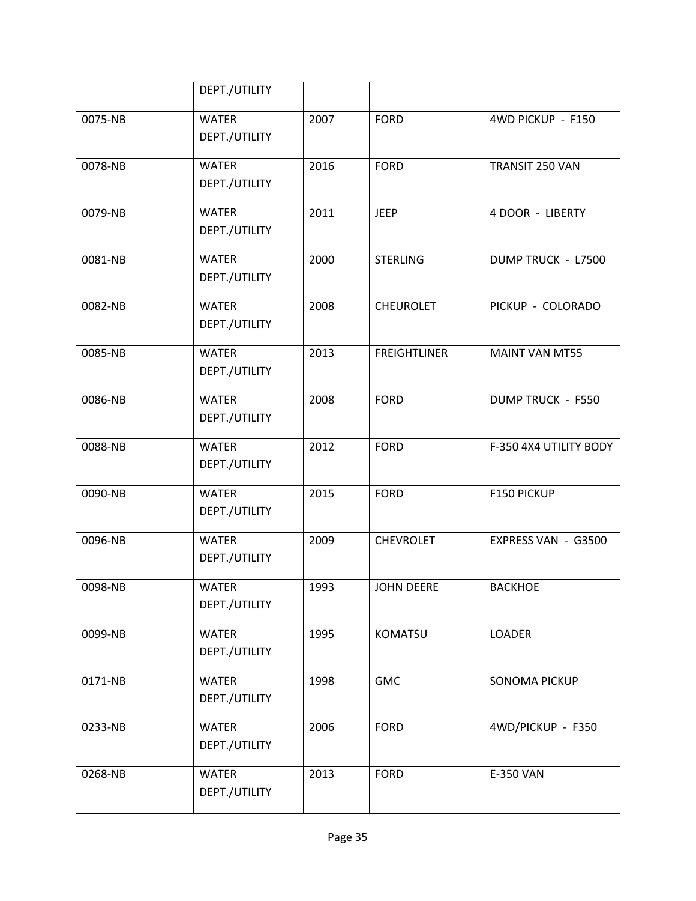|  | DEPT./UTILITY |  |  |  |
|---|---|---|---|---|
| 0075-NB | WATER DEPT./UTILITY | 2007 | FORD | 4WD PICKUP - F150 |
| 0078-NB | WATER DEPT./UTILITY | 2016 | FORD | TRANSIT 250 VAN |
| 0079-NB | WATER DEPT./UTILITY | 2011 | JEEP | 4 DOOR - LIBERTY |
| 0081-NB | WATER DEPT./UTILITY | 2000 | STERLING | DUMP TRUCK - L7500 |
| 0082-NB | WATER DEPT./UTILITY | 2008 | CHEUROLET | PICKUP - COLORADO |
| 0085-NB | WATER DEPT./UTILITY | 2013 | FREIGHTLINER | MAINT VAN MT55 |
| 0086-NB | WATER DEPT./UTILITY | 2008 | FORD | DUMP TRUCK - F550 |
| 0088-NB | WATER DEPT./UTILITY | 2012 | FORD | F-350 4X4 UTILITY BODY |
| 0090-NB | WATER DEPT./UTILITY | 2015 | FORD | F150 PICKUP |
| 0096-NB | WATER DEPT./UTILITY | 2009 | CHEVROLET | EXPRESS VAN - G3500 |
| 0098-NB | WATER DEPT./UTILITY | 1993 | JOHN DEERE | BACKHOE |
| 0099-NB | WATER DEPT./UTILITY | 1995 | KOMATSU | LOADER |
| 0171-NB | WATER DEPT./UTILITY | 1998 | GMC | SONOMA PICKUP |
| 0233-NB | WATER DEPT./UTILITY | 2006 | FORD | 4WD/PICKUP - F350 |
| 0268-NB | WATER DEPT./UTILITY | 2013 | FORD | E-350 VAN |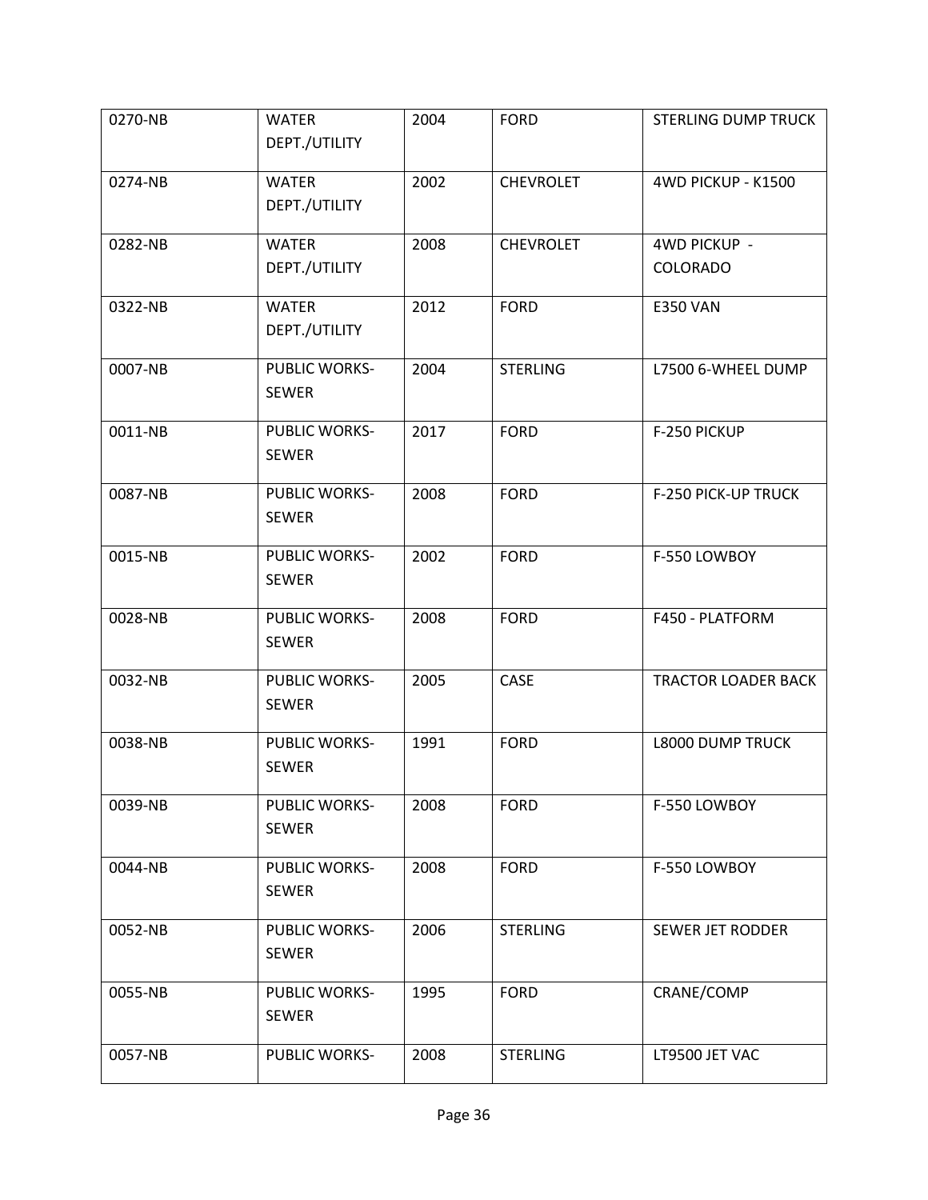| 0270-NB | WATER DEPT./UTILITY | 2004 | FORD | STERLING DUMP TRUCK |
|---|---|---|---|---|
| 0274-NB | WATER DEPT./UTILITY | 2002 | CHEVROLET | 4WD PICKUP - K1500 |
| 0282-NB | WATER DEPT./UTILITY | 2008 | CHEVROLET | 4WD PICKUP - COLORADO |
| 0322-NB | WATER DEPT./UTILITY | 2012 | FORD | E350 VAN |
| 0007-NB | PUBLIC WORKS-SEWER | 2004 | STERLING | L7500 6-WHEEL DUMP |
| 0011-NB | PUBLIC WORKS-SEWER | 2017 | FORD | F-250 PICKUP |
| 0087-NB | PUBLIC WORKS-SEWER | 2008 | FORD | F-250 PICK-UP TRUCK |
| 0015-NB | PUBLIC WORKS-SEWER | 2002 | FORD | F-550 LOWBOY |
| 0028-NB | PUBLIC WORKS-SEWER | 2008 | FORD | F450 - PLATFORM |
| 0032-NB | PUBLIC WORKS-SEWER | 2005 | CASE | TRACTOR LOADER BACK |
| 0038-NB | PUBLIC WORKS-SEWER | 1991 | FORD | L8000 DUMP TRUCK |
| 0039-NB | PUBLIC WORKS-SEWER | 2008 | FORD | F-550 LOWBOY |
| 0044-NB | PUBLIC WORKS-SEWER | 2008 | FORD | F-550 LOWBOY |
| 0052-NB | PUBLIC WORKS-SEWER | 2006 | STERLING | SEWER JET RODDER |
| 0055-NB | PUBLIC WORKS-SEWER | 1995 | FORD | CRANE/COMP |
| 0057-NB | PUBLIC WORKS- | 2008 | STERLING | LT9500 JET VAC |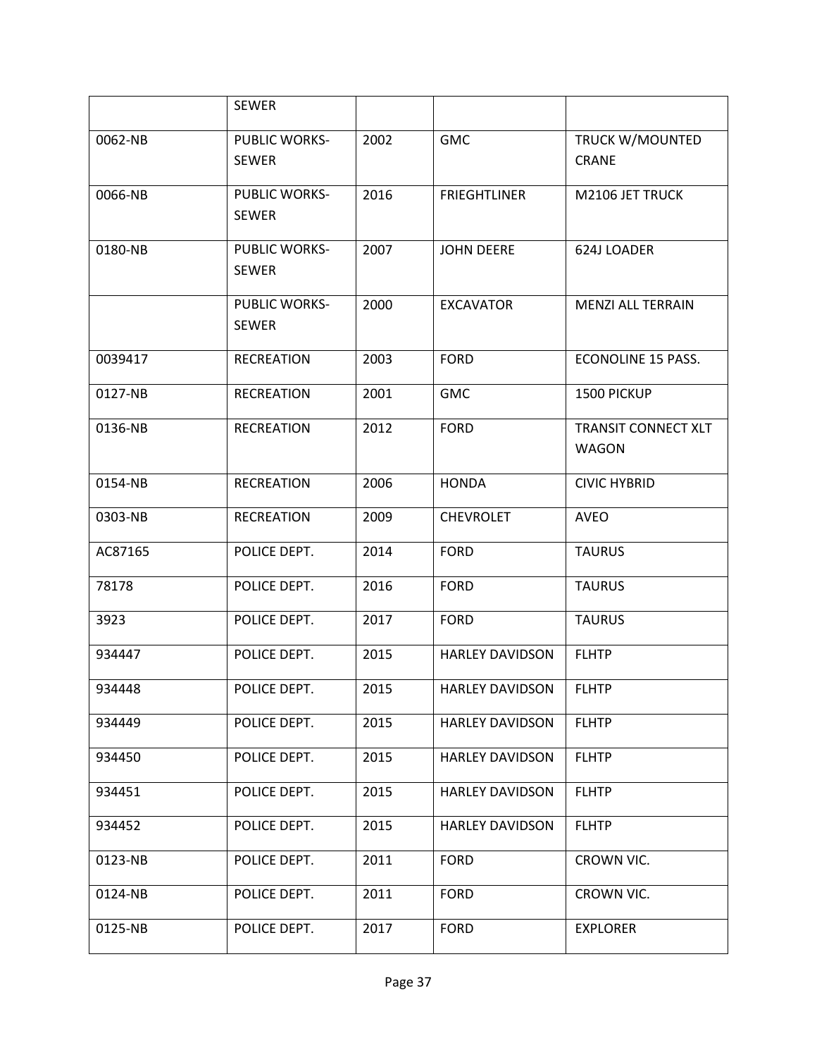| | SEWER | | | |
|---|---|---|---|---|
| 0062-NB | PUBLIC WORKS-SEWER | 2002 | GMC | TRUCK W/MOUNTED CRANE |
| 0066-NB | PUBLIC WORKS-SEWER | 2016 | FRIEGHTLINER | M2106 JET TRUCK |
| 0180-NB | PUBLIC WORKS-SEWER | 2007 | JOHN DEERE | 624J LOADER |
| | PUBLIC WORKS-SEWER | 2000 | EXCAVATOR | MENZI ALL TERRAIN |
| 0039417 | RECREATION | 2003 | FORD | ECONOLINE 15 PASS. |
| 0127-NB | RECREATION | 2001 | GMC | 1500 PICKUP |
| 0136-NB | RECREATION | 2012 | FORD | TRANSIT CONNECT XLT WAGON |
| 0154-NB | RECREATION | 2006 | HONDA | CIVIC HYBRID |
| 0303-NB | RECREATION | 2009 | CHEVROLET | AVEO |
| AC87165 | POLICE DEPT. | 2014 | FORD | TAURUS |
| 78178 | POLICE DEPT. | 2016 | FORD | TAURUS |
| 3923 | POLICE DEPT. | 2017 | FORD | TAURUS |
| 934447 | POLICE DEPT. | 2015 | HARLEY DAVIDSON | FLHTP |
| 934448 | POLICE DEPT. | 2015 | HARLEY DAVIDSON | FLHTP |
| 934449 | POLICE DEPT. | 2015 | HARLEY DAVIDSON | FLHTP |
| 934450 | POLICE DEPT. | 2015 | HARLEY DAVIDSON | FLHTP |
| 934451 | POLICE DEPT. | 2015 | HARLEY DAVIDSON | FLHTP |
| 934452 | POLICE DEPT. | 2015 | HARLEY DAVIDSON | FLHTP |
| 0123-NB | POLICE DEPT. | 2011 | FORD | CROWN VIC. |
| 0124-NB | POLICE DEPT. | 2011 | FORD | CROWN VIC. |
| 0125-NB | POLICE DEPT. | 2017 | FORD | EXPLORER |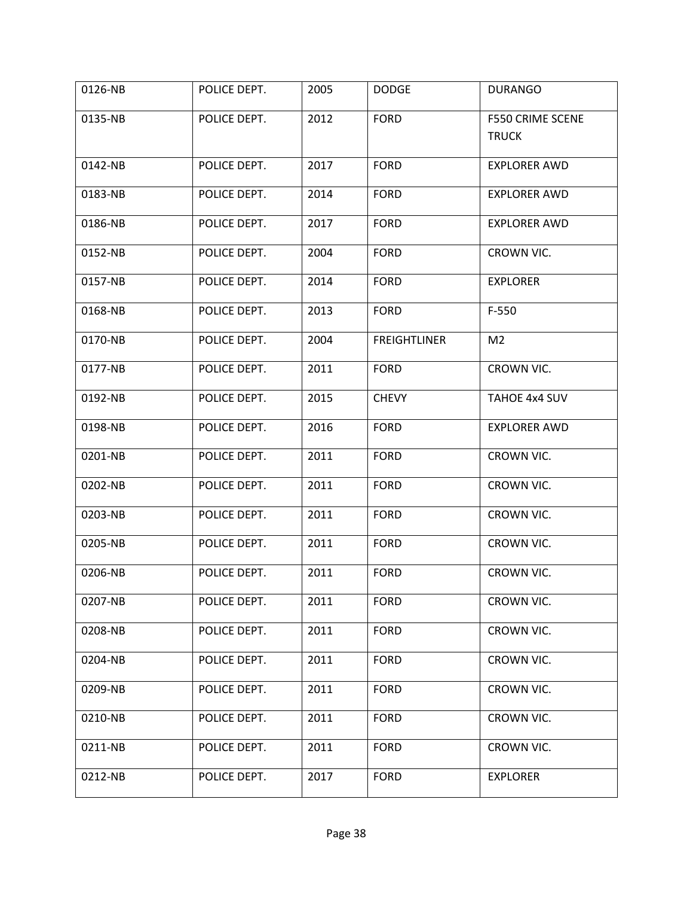| 0126-NB | POLICE DEPT. | 2005 | DODGE | DURANGO |
|---|---|---|---|---|
| 0135-NB | POLICE DEPT. | 2012 | FORD | F550 CRIME SCENE TRUCK |
| 0142-NB | POLICE DEPT. | 2017 | FORD | EXPLORER AWD |
| 0183-NB | POLICE DEPT. | 2014 | FORD | EXPLORER AWD |
| 0186-NB | POLICE DEPT. | 2017 | FORD | EXPLORER AWD |
| 0152-NB | POLICE DEPT. | 2004 | FORD | CROWN VIC. |
| 0157-NB | POLICE DEPT. | 2014 | FORD | EXPLORER |
| 0168-NB | POLICE DEPT. | 2013 | FORD | F-550 |
| 0170-NB | POLICE DEPT. | 2004 | FREIGHTLINER | M2 |
| 0177-NB | POLICE DEPT. | 2011 | FORD | CROWN VIC. |
| 0192-NB | POLICE DEPT. | 2015 | CHEVY | TAHOE 4x4 SUV |
| 0198-NB | POLICE DEPT. | 2016 | FORD | EXPLORER AWD |
| 0201-NB | POLICE DEPT. | 2011 | FORD | CROWN VIC. |
| 0202-NB | POLICE DEPT. | 2011 | FORD | CROWN VIC. |
| 0203-NB | POLICE DEPT. | 2011 | FORD | CROWN VIC. |
| 0205-NB | POLICE DEPT. | 2011 | FORD | CROWN VIC. |
| 0206-NB | POLICE DEPT. | 2011 | FORD | CROWN VIC. |
| 0207-NB | POLICE DEPT. | 2011 | FORD | CROWN VIC. |
| 0208-NB | POLICE DEPT. | 2011 | FORD | CROWN VIC. |
| 0204-NB | POLICE DEPT. | 2011 | FORD | CROWN VIC. |
| 0209-NB | POLICE DEPT. | 2011 | FORD | CROWN VIC. |
| 0210-NB | POLICE DEPT. | 2011 | FORD | CROWN VIC. |
| 0211-NB | POLICE DEPT. | 2011 | FORD | CROWN VIC. |
| 0212-NB | POLICE DEPT. | 2017 | FORD | EXPLORER |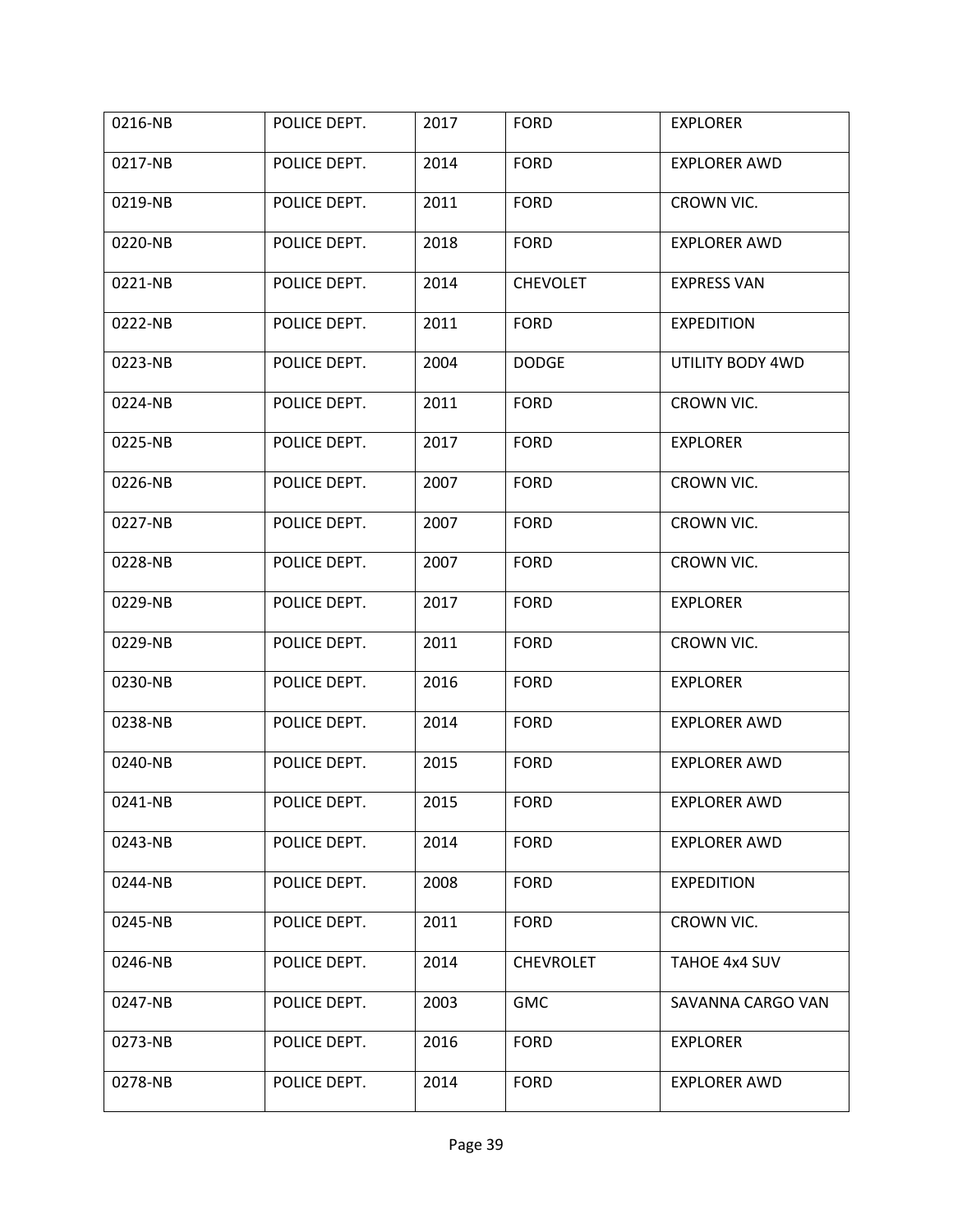| 0216-NB | POLICE DEPT. | 2017 | FORD | EXPLORER |
|---|---|---|---|---|
| 0217-NB | POLICE DEPT. | 2014 | FORD | EXPLORER AWD |
| 0219-NB | POLICE DEPT. | 2011 | FORD | CROWN VIC. |
| 0220-NB | POLICE DEPT. | 2018 | FORD | EXPLORER AWD |
| 0221-NB | POLICE DEPT. | 2014 | CHEVOLET | EXPRESS VAN |
| 0222-NB | POLICE DEPT. | 2011 | FORD | EXPEDITION |
| 0223-NB | POLICE DEPT. | 2004 | DODGE | UTILITY BODY 4WD |
| 0224-NB | POLICE DEPT. | 2011 | FORD | CROWN VIC. |
| 0225-NB | POLICE DEPT. | 2017 | FORD | EXPLORER |
| 0226-NB | POLICE DEPT. | 2007 | FORD | CROWN VIC. |
| 0227-NB | POLICE DEPT. | 2007 | FORD | CROWN VIC. |
| 0228-NB | POLICE DEPT. | 2007 | FORD | CROWN VIC. |
| 0229-NB | POLICE DEPT. | 2017 | FORD | EXPLORER |
| 0229-NB | POLICE DEPT. | 2011 | FORD | CROWN VIC. |
| 0230-NB | POLICE DEPT. | 2016 | FORD | EXPLORER |
| 0238-NB | POLICE DEPT. | 2014 | FORD | EXPLORER AWD |
| 0240-NB | POLICE DEPT. | 2015 | FORD | EXPLORER AWD |
| 0241-NB | POLICE DEPT. | 2015 | FORD | EXPLORER AWD |
| 0243-NB | POLICE DEPT. | 2014 | FORD | EXPLORER AWD |
| 0244-NB | POLICE DEPT. | 2008 | FORD | EXPEDITION |
| 0245-NB | POLICE DEPT. | 2011 | FORD | CROWN VIC. |
| 0246-NB | POLICE DEPT. | 2014 | CHEVROLET | TAHOE 4x4 SUV |
| 0247-NB | POLICE DEPT. | 2003 | GMC | SAVANNA CARGO VAN |
| 0273-NB | POLICE DEPT. | 2016 | FORD | EXPLORER |
| 0278-NB | POLICE DEPT. | 2014 | FORD | EXPLORER AWD |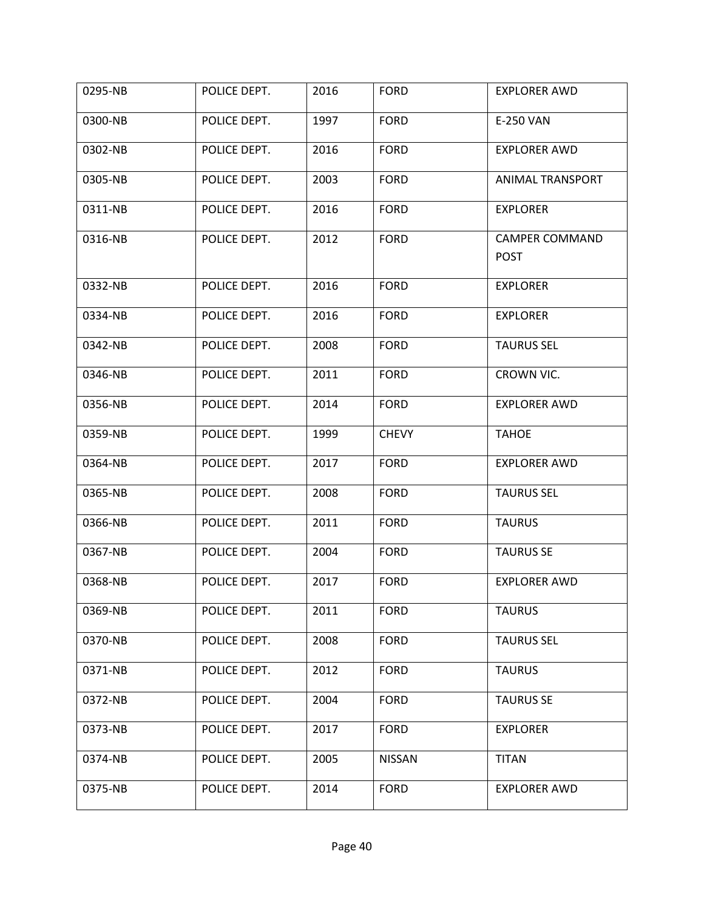| 0295-NB | POLICE DEPT. | 2016 | FORD | EXPLORER AWD |
|---|---|---|---|---|
| 0300-NB | POLICE DEPT. | 1997 | FORD | E-250 VAN |
| 0302-NB | POLICE DEPT. | 2016 | FORD | EXPLORER AWD |
| 0305-NB | POLICE DEPT. | 2003 | FORD | ANIMAL TRANSPORT |
| 0311-NB | POLICE DEPT. | 2016 | FORD | EXPLORER |
| 0316-NB | POLICE DEPT. | 2012 | FORD | CAMPER COMMAND POST |
| 0332-NB | POLICE DEPT. | 2016 | FORD | EXPLORER |
| 0334-NB | POLICE DEPT. | 2016 | FORD | EXPLORER |
| 0342-NB | POLICE DEPT. | 2008 | FORD | TAURUS SEL |
| 0346-NB | POLICE DEPT. | 2011 | FORD | CROWN VIC. |
| 0356-NB | POLICE DEPT. | 2014 | FORD | EXPLORER AWD |
| 0359-NB | POLICE DEPT. | 1999 | CHEVY | TAHOE |
| 0364-NB | POLICE DEPT. | 2017 | FORD | EXPLORER AWD |
| 0365-NB | POLICE DEPT. | 2008 | FORD | TAURUS SEL |
| 0366-NB | POLICE DEPT. | 2011 | FORD | TAURUS |
| 0367-NB | POLICE DEPT. | 2004 | FORD | TAURUS SE |
| 0368-NB | POLICE DEPT. | 2017 | FORD | EXPLORER AWD |
| 0369-NB | POLICE DEPT. | 2011 | FORD | TAURUS |
| 0370-NB | POLICE DEPT. | 2008 | FORD | TAURUS SEL |
| 0371-NB | POLICE DEPT. | 2012 | FORD | TAURUS |
| 0372-NB | POLICE DEPT. | 2004 | FORD | TAURUS SE |
| 0373-NB | POLICE DEPT. | 2017 | FORD | EXPLORER |
| 0374-NB | POLICE DEPT. | 2005 | NISSAN | TITAN |
| 0375-NB | POLICE DEPT. | 2014 | FORD | EXPLORER AWD |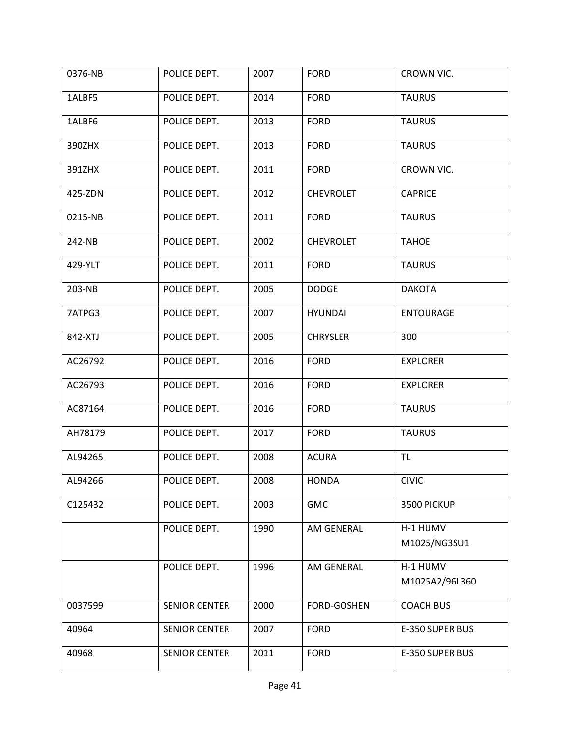| 0376-NB | POLICE DEPT. | 2007 | FORD | CROWN VIC. |
|---|---|---|---|---|
| 1ALBF5 | POLICE DEPT. | 2014 | FORD | TAURUS |
| 1ALBF6 | POLICE DEPT. | 2013 | FORD | TAURUS |
| 390ZHX | POLICE DEPT. | 2013 | FORD | TAURUS |
| 391ZHX | POLICE DEPT. | 2011 | FORD | CROWN VIC. |
| 425-ZDN | POLICE DEPT. | 2012 | CHEVROLET | CAPRICE |
| 0215-NB | POLICE DEPT. | 2011 | FORD | TAURUS |
| 242-NB | POLICE DEPT. | 2002 | CHEVROLET | TAHOE |
| 429-YLT | POLICE DEPT. | 2011 | FORD | TAURUS |
| 203-NB | POLICE DEPT. | 2005 | DODGE | DAKOTA |
| 7ATPG3 | POLICE DEPT. | 2007 | HYUNDAI | ENTOURAGE |
| 842-XTJ | POLICE DEPT. | 2005 | CHRYSLER | 300 |
| AC26792 | POLICE DEPT. | 2016 | FORD | EXPLORER |
| AC26793 | POLICE DEPT. | 2016 | FORD | EXPLORER |
| AC87164 | POLICE DEPT. | 2016 | FORD | TAURUS |
| AH78179 | POLICE DEPT. | 2017 | FORD | TAURUS |
| AL94265 | POLICE DEPT. | 2008 | ACURA | TL |
| AL94266 | POLICE DEPT. | 2008 | HONDA | CIVIC |
| C125432 | POLICE DEPT. | 2003 | GMC | 3500 PICKUP |
| | POLICE DEPT. | 1990 | AM GENERAL | H-1 HUMV M1025/NG3SU1 |
| | POLICE DEPT. | 1996 | AM GENERAL | H-1 HUMV M1025A2/96L360 |
| 0037599 | SENIOR CENTER | 2000 | FORD-GOSHEN | COACH BUS |
| 40964 | SENIOR CENTER | 2007 | FORD | E-350 SUPER BUS |
| 40968 | SENIOR CENTER | 2011 | FORD | E-350 SUPER BUS |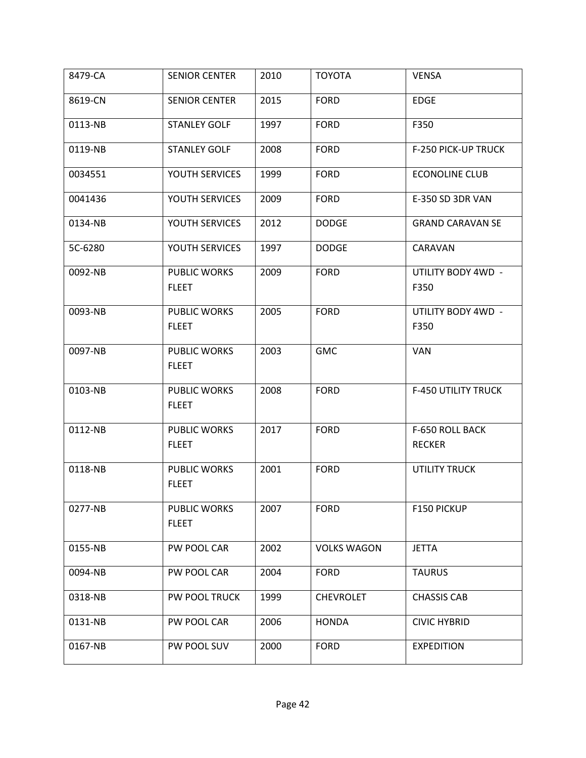| 8479-CA | SENIOR CENTER | 2010 | TOYOTA | VENSA |
|---|---|---|---|---|
| 8619-CN | SENIOR CENTER | 2015 | FORD | EDGE |
| 0113-NB | STANLEY GOLF | 1997 | FORD | F350 |
| 0119-NB | STANLEY GOLF | 2008 | FORD | F-250 PICK-UP TRUCK |
| 0034551 | YOUTH SERVICES | 1999 | FORD | ECONOLINE CLUB |
| 0041436 | YOUTH SERVICES | 2009 | FORD | E-350 SD 3DR VAN |
| 0134-NB | YOUTH SERVICES | 2012 | DODGE | GRAND CARAVAN SE |
| 5C-6280 | YOUTH SERVICES | 1997 | DODGE | CARAVAN |
| 0092-NB | PUBLIC WORKS FLEET | 2009 | FORD | UTILITY BODY 4WD - F350 |
| 0093-NB | PUBLIC WORKS FLEET | 2005 | FORD | UTILITY BODY 4WD - F350 |
| 0097-NB | PUBLIC WORKS FLEET | 2003 | GMC | VAN |
| 0103-NB | PUBLIC WORKS FLEET | 2008 | FORD | F-450 UTILITY TRUCK |
| 0112-NB | PUBLIC WORKS FLEET | 2017 | FORD | F-650 ROLL BACK RECKER |
| 0118-NB | PUBLIC WORKS FLEET | 2001 | FORD | UTILITY TRUCK |
| 0277-NB | PUBLIC WORKS FLEET | 2007 | FORD | F150 PICKUP |
| 0155-NB | PW POOL CAR | 2002 | VOLKS WAGON | JETTA |
| 0094-NB | PW POOL CAR | 2004 | FORD | TAURUS |
| 0318-NB | PW POOL TRUCK | 1999 | CHEVROLET | CHASSIS CAB |
| 0131-NB | PW POOL CAR | 2006 | HONDA | CIVIC HYBRID |
| 0167-NB | PW POOL SUV | 2000 | FORD | EXPEDITION |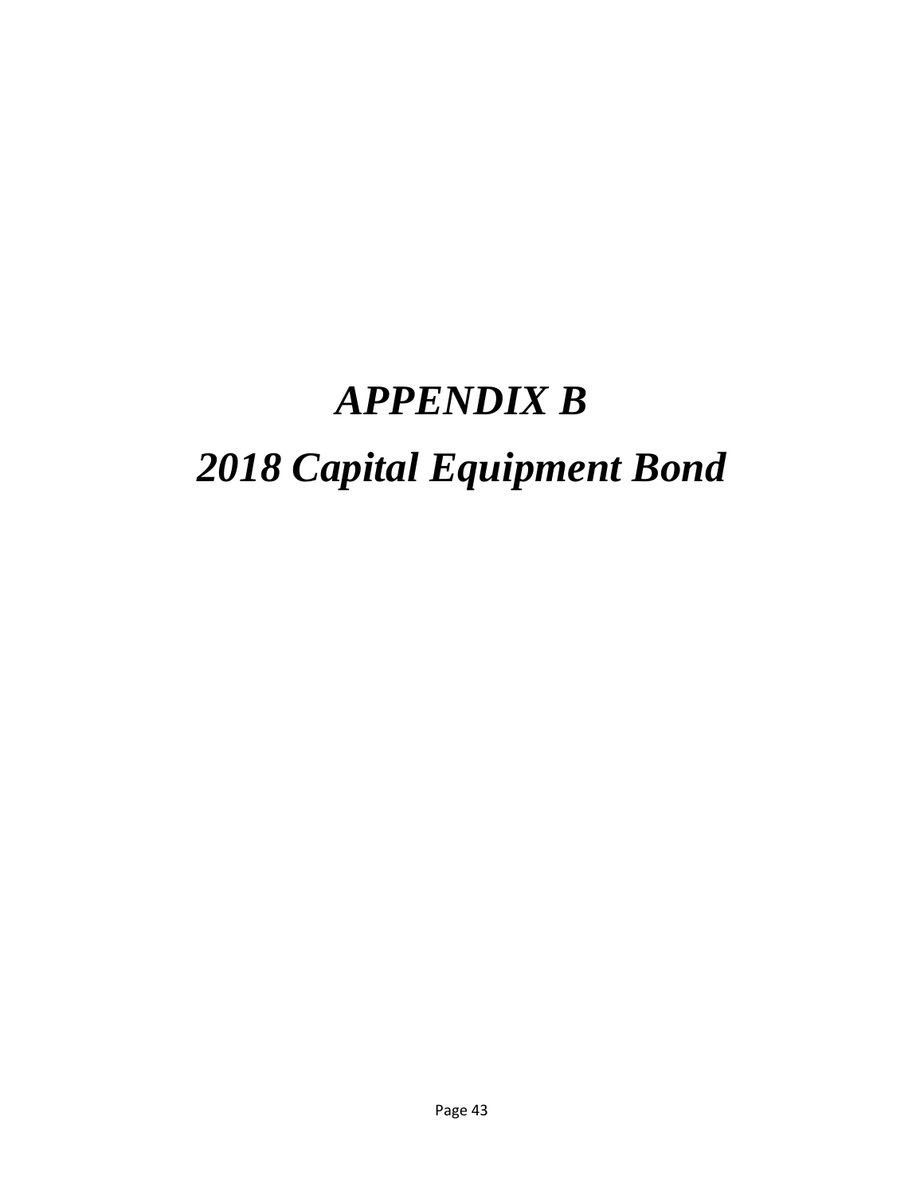# *APPENDIX B*

# *2018 Capital Equipment Bond*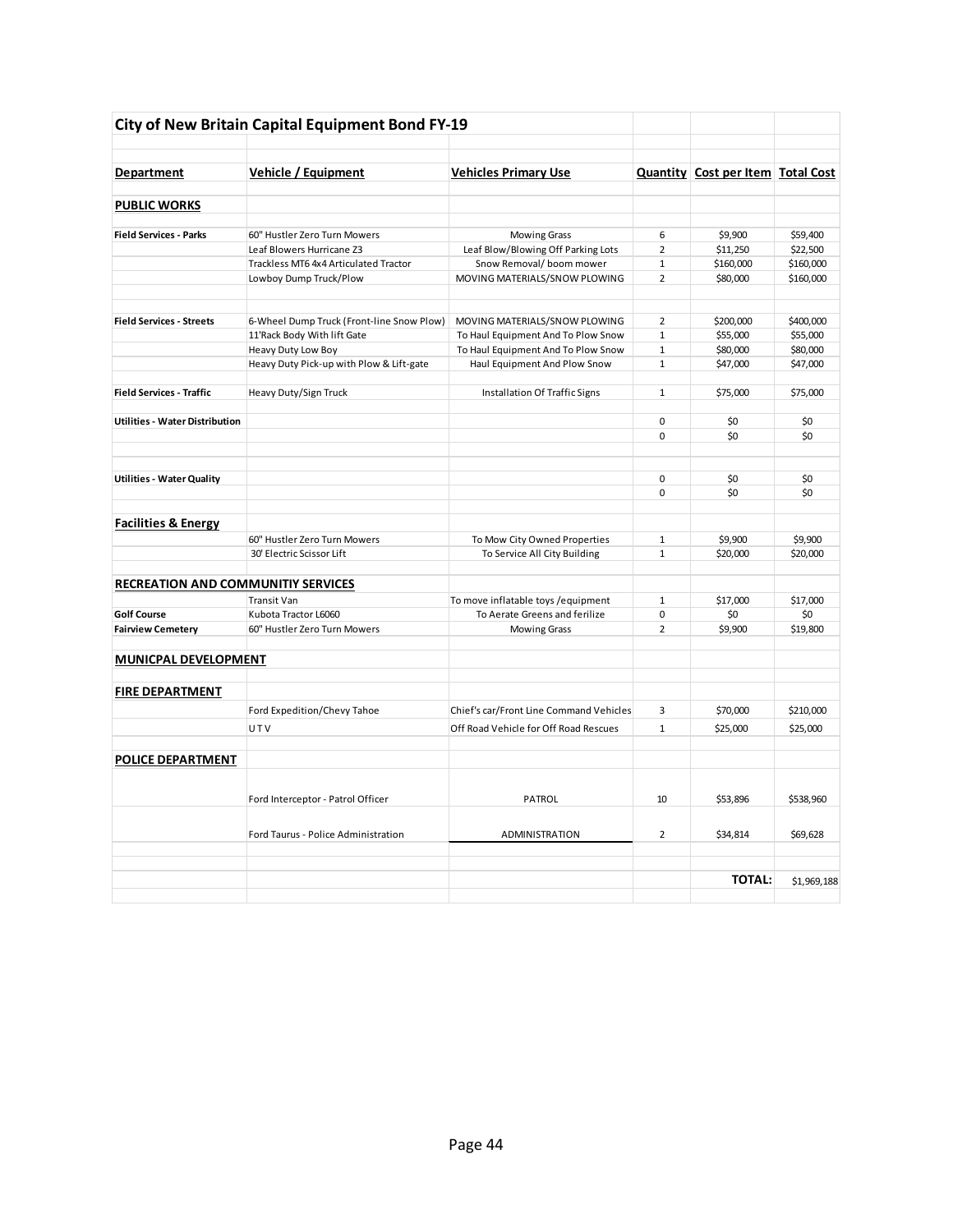## City of New Britain Capital Equipment Bond FY-19

| Department | Vehicle / Equipment | Vehicles Primary Use | Quantity | Cost per Item | Total Cost |
|---|---|---|---|---|---|
| **PUBLIC WORKS** | | | | | |
| **Field Services - Parks** | 60" Hustler Zero Turn Mowers | Mowing Grass | 6 | $9,900 | $59,400 |
| | Leaf Blowers Hurricane Z3 | Leaf Blow/Blowing Off Parking Lots | 2 | $11,250 | $22,500 |
| | Trackless MT6 4x4 Articulated Tractor | Snow Removal/ boom mower | 1 | $160,000 | $160,000 |
| | Lowboy Dump Truck/Plow | MOVING MATERIALS/SNOW PLOWING | 2 | $80,000 | $160,000 |
| **Field Services - Streets** | 6-Wheel Dump Truck (Front-line Snow Plow) | MOVING MATERIALS/SNOW PLOWING | 2 | $200,000 | $400,000 |
| | 11'Rack Body With lift Gate | To Haul Equipment And To Plow Snow | 1 | $55,000 | $55,000 |
| | Heavy Duty Low Boy | To Haul Equipment And To Plow Snow | 1 | $80,000 | $80,000 |
| | Heavy Duty Pick-up with Plow & Lift-gate | Haul Equipment And Plow Snow | 1 | $47,000 | $47,000 |
| **Field Services - Traffic** | Heavy Duty/Sign Truck | Installation Of Traffic Signs | 1 | $75,000 | $75,000 |
| **Utilities - Water Distribution** | | | 0 | $0 | $0 |
| | | | 0 | $0 | $0 |
| **Utilities - Water Quality** | | | 0 | $0 | $0 |
| | | | 0 | $0 | $0 |
| **Facilities & Energy** | | | | | |
| | 60" Hustler Zero Turn Mowers | To Mow City Owned Properties | 1 | $9,900 | $9,900 |
| | 30' Electric Scissor Lift | To Service All City Building | 1 | $20,000 | $20,000 |
| **RECREATION AND COMMUNITIY SERVICES** | | | | | |
| | Transit Van | To move inflatable toys /equipment | 1 | $17,000 | $17,000 |
| **Golf Course** | Kubota Tractor L6060 | To Aerate Greens and ferilize | 0 | $0 | $0 |
| **Fairview Cemetery** | 60" Hustler Zero Turn Mowers | Mowing Grass | 2 | $9,900 | $19,800 |
| **MUNICPAL DEVELOPMENT** | | | | | |
| **FIRE DEPARTMENT** | | | | | |
| | Ford Expedition/Chevy Tahoe | Chief's car/Front Line Command Vehicles | 3 | $70,000 | $210,000 |
| | U T V | Off Road Vehicle for Off Road Rescues | 1 | $25,000 | $25,000 |
| **POLICE DEPARTMENT** | | | | | |
| | Ford Interceptor - Patrol Officer | PATROL | 10 | $53,896 | $538,960 |
| | Ford Taurus - Police Administration | ADMINISTRATION | 2 | $34,814 | $69,628 |
| | | | | **TOTAL:** | $1,969,188 |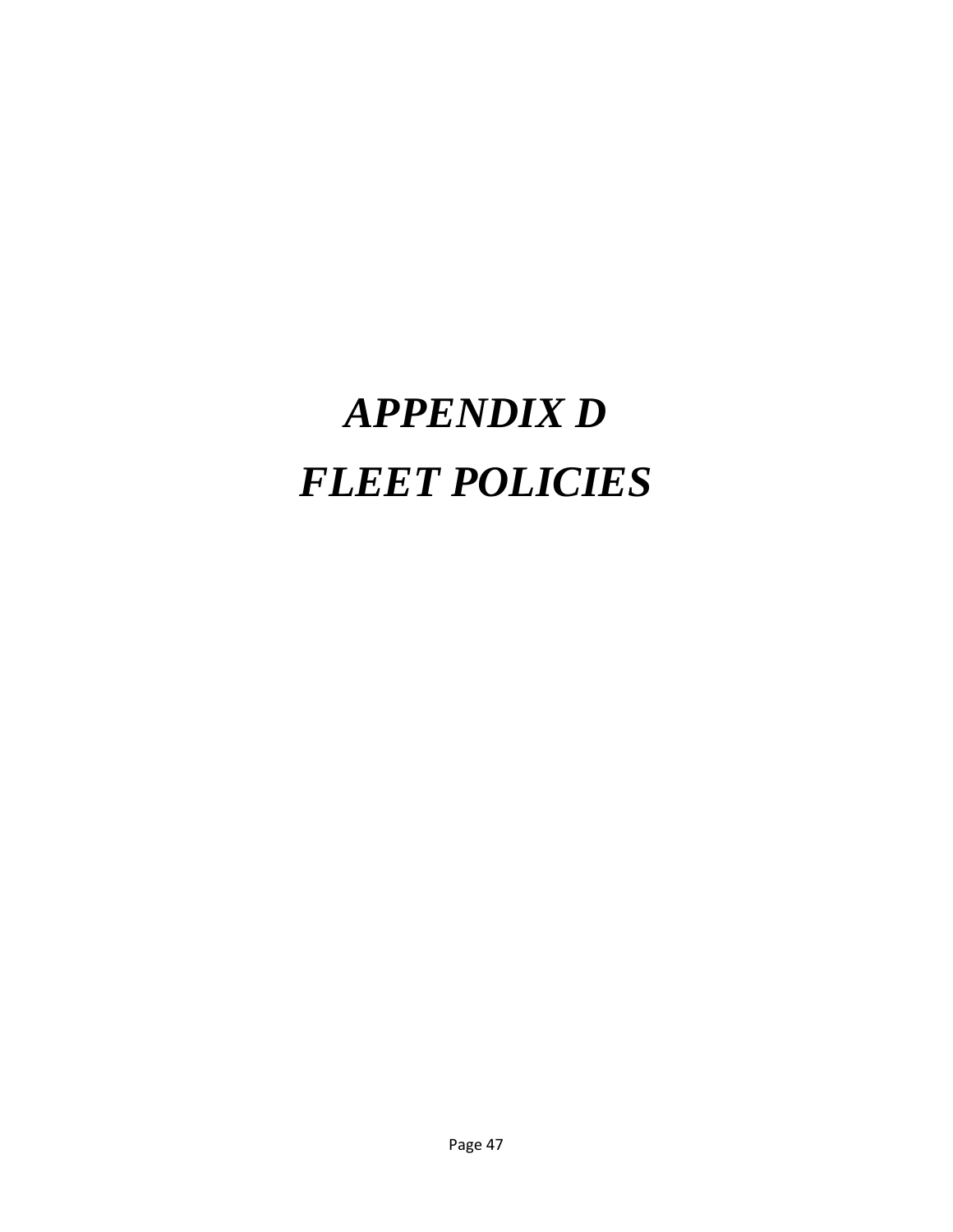# *APPENDIX D*
# *FLEET POLICIES*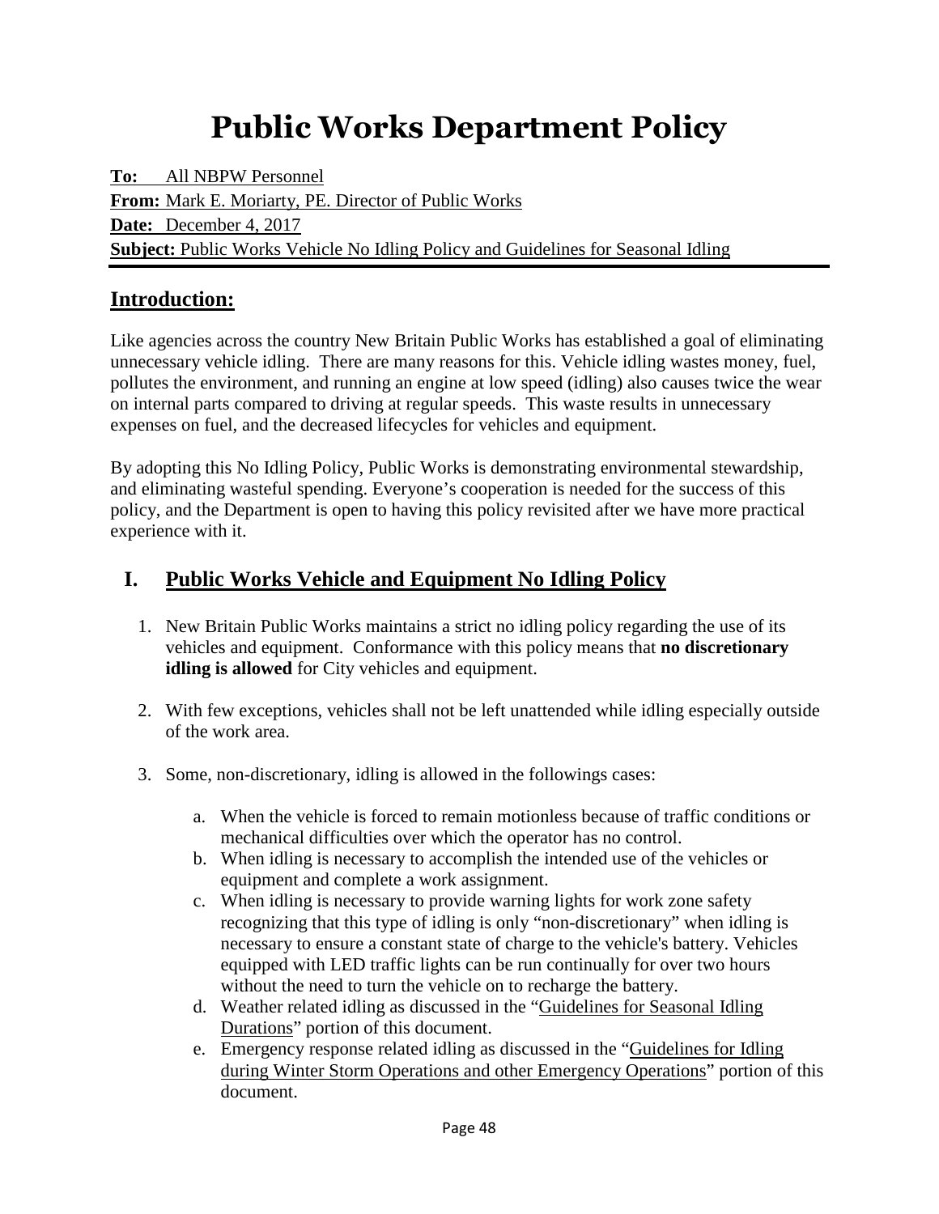# Public Works Department Policy

**To:** All NBPW Personnel
**From:** Mark E. Moriarty, PE. Director of Public Works
**Date:** December 4, 2017
**Subject:** Public Works Vehicle No Idling Policy and Guidelines for Seasonal Idling

## Introduction:

Like agencies across the country New Britain Public Works has established a goal of eliminating unnecessary vehicle idling. There are many reasons for this. Vehicle idling wastes money, fuel, pollutes the environment, and running an engine at low speed (idling) also causes twice the wear on internal parts compared to driving at regular speeds. This waste results in unnecessary expenses on fuel, and the decreased lifecycles for vehicles and equipment.

By adopting this No Idling Policy, Public Works is demonstrating environmental stewardship, and eliminating wasteful spending. Everyone's cooperation is needed for the success of this policy, and the Department is open to having this policy revisited after we have more practical experience with it.

## I. Public Works Vehicle and Equipment No Idling Policy

1. New Britain Public Works maintains a strict no idling policy regarding the use of its vehicles and equipment. Conformance with this policy means that **no discretionary idling is allowed** for City vehicles and equipment.

2. With few exceptions, vehicles shall not be left unattended while idling especially outside of the work area.

3. Some, non-discretionary, idling is allowed in the followings cases:

   a. When the vehicle is forced to remain motionless because of traffic conditions or mechanical difficulties over which the operator has no control.
   b. When idling is necessary to accomplish the intended use of the vehicles or equipment and complete a work assignment.
   c. When idling is necessary to provide warning lights for work zone safety recognizing that this type of idling is only "non-discretionary" when idling is necessary to ensure a constant state of charge to the vehicle's battery. Vehicles equipped with LED traffic lights can be run continually for over two hours without the need to turn the vehicle on to recharge the battery.
   d. Weather related idling as discussed in the "Guidelines for Seasonal Idling Durations" portion of this document.
   e. Emergency response related idling as discussed in the "Guidelines for Idling during Winter Storm Operations and other Emergency Operations" portion of this document.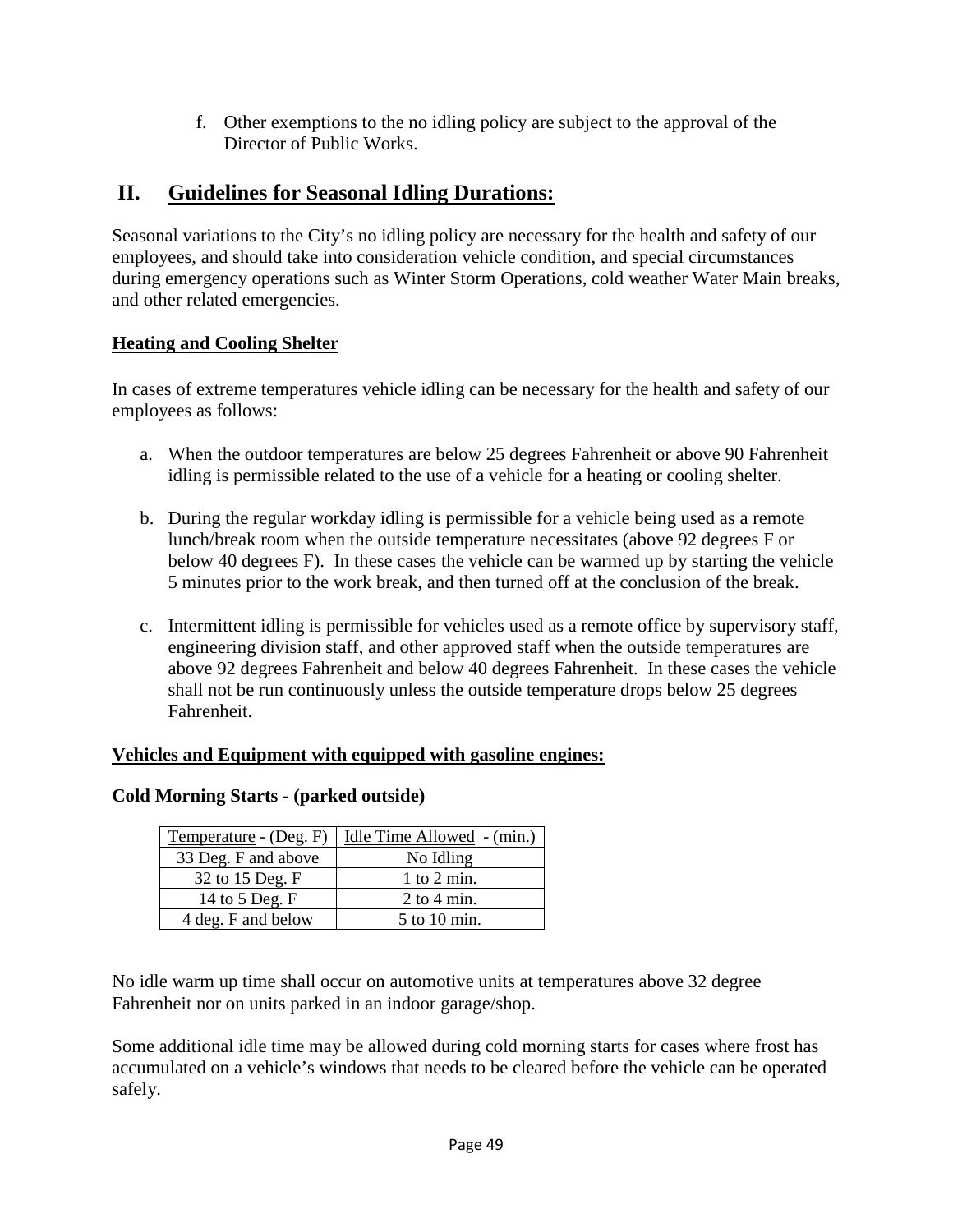f. Other exemptions to the no idling policy are subject to the approval of the Director of Public Works.

## II. Guidelines for Seasonal Idling Durations:

Seasonal variations to the City's no idling policy are necessary for the health and safety of our employees, and should take into consideration vehicle condition, and special circumstances during emergency operations such as Winter Storm Operations, cold weather Water Main breaks, and other related emergencies.

**Heating and Cooling Shelter**

In cases of extreme temperatures vehicle idling can be necessary for the health and safety of our employees as follows:

a. When the outdoor temperatures are below 25 degrees Fahrenheit or above 90 Fahrenheit idling is permissible related to the use of a vehicle for a heating or cooling shelter.

b. During the regular workday idling is permissible for a vehicle being used as a remote lunch/break room when the outside temperature necessitates (above 92 degrees F or below 40 degrees F). In these cases the vehicle can be warmed up by starting the vehicle 5 minutes prior to the work break, and then turned off at the conclusion of the break.

c. Intermittent idling is permissible for vehicles used as a remote office by supervisory staff, engineering division staff, and other approved staff when the outside temperatures are above 92 degrees Fahrenheit and below 40 degrees Fahrenheit. In these cases the vehicle shall not be run continuously unless the outside temperature drops below 25 degrees Fahrenheit.

**Vehicles and Equipment with equipped with gasoline engines:**

**Cold Morning Starts - (parked outside)**

| Temperature - (Deg. F) | Idle Time Allowed - (min.) |
|---|---|
| 33 Deg. F and above | No Idling |
| 32 to 15 Deg. F | 1 to 2 min. |
| 14 to 5 Deg. F | 2 to 4 min. |
| 4 deg. F and below | 5 to 10 min. |

No idle warm up time shall occur on automotive units at temperatures above 32 degree Fahrenheit nor on units parked in an indoor garage/shop.

Some additional idle time may be allowed during cold morning starts for cases where frost has accumulated on a vehicle's windows that needs to be cleared before the vehicle can be operated safely.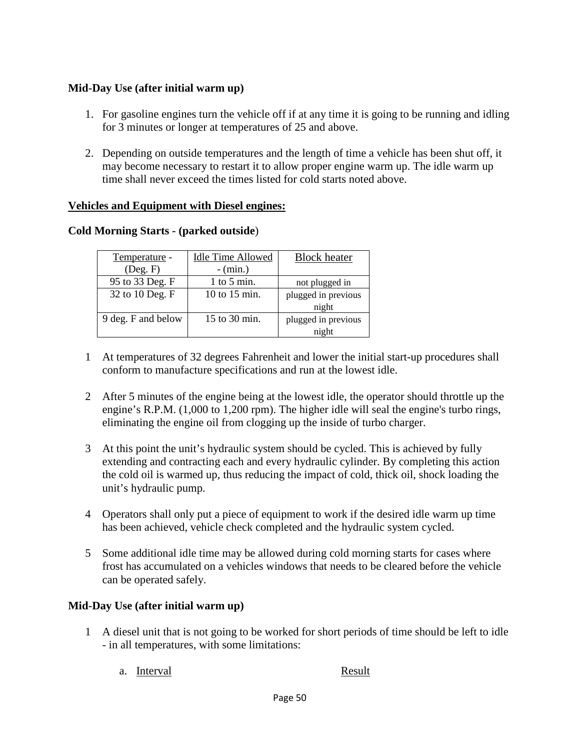### Mid-Day Use (after initial warm up)

1. For gasoline engines turn the vehicle off if at any time it is going to be running and idling for 3 minutes or longer at temperatures of 25 and above.

2. Depending on outside temperatures and the length of time a vehicle has been shut off, it may become necessary to restart it to allow proper engine warm up. The idle warm up time shall never exceed the times listed for cold starts noted above.

### Vehicles and Equipment with Diesel engines:

**Cold Morning Starts - (parked outside**)

| Temperature - (Deg. F) | Idle Time Allowed - (min.) | Block heater |
|---|---|---|
| 95 to 33 Deg. F | 1 to 5 min. | not plugged in |
| 32 to 10 Deg. F | 10 to 15 min. | plugged in previous night |
| 9 deg. F and below | 15 to 30 min. | plugged in previous night |

1 At temperatures of 32 degrees Fahrenheit and lower the initial start-up procedures shall conform to manufacture specifications and run at the lowest idle.

2 After 5 minutes of the engine being at the lowest idle, the operator should throttle up the engine's R.P.M. (1,000 to 1,200 rpm). The higher idle will seal the engine's turbo rings, eliminating the engine oil from clogging up the inside of turbo charger.

3 At this point the unit's hydraulic system should be cycled. This is achieved by fully extending and contracting each and every hydraulic cylinder. By completing this action the cold oil is warmed up, thus reducing the impact of cold, thick oil, shock loading the unit's hydraulic pump.

4 Operators shall only put a piece of equipment to work if the desired idle warm up time has been achieved, vehicle check completed and the hydraulic system cycled.

5 Some additional idle time may be allowed during cold morning starts for cases where frost has accumulated on a vehicles windows that needs to be cleared before the vehicle can be operated safely.

### Mid-Day Use (after initial warm up)

1 A diesel unit that is not going to be worked for short periods of time should be left to idle - in all temperatures, with some limitations:

   a. Interval Result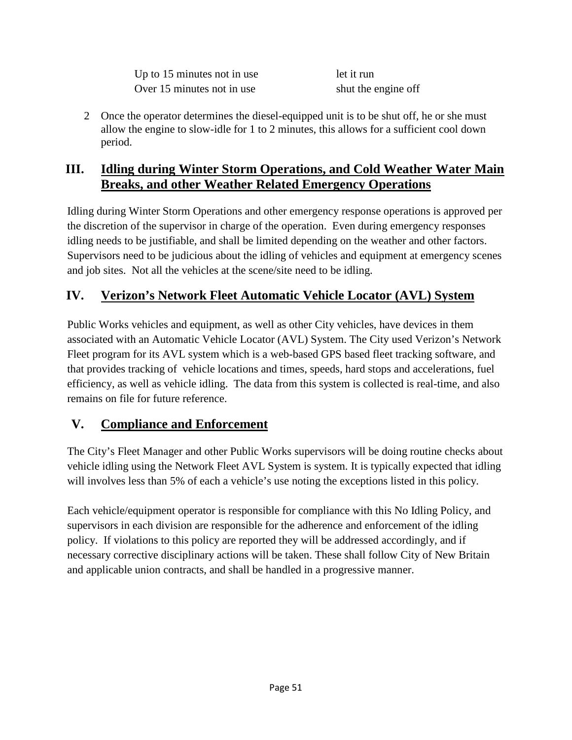| | |
|---|---|
| Up to 15 minutes not in use | let it run |
| Over 15 minutes not in use | shut the engine off |

2 Once the operator determines the diesel-equipped unit is to be shut off, he or she must allow the engine to slow-idle for 1 to 2 minutes, this allows for a sufficient cool down period.

## III. Idling during Winter Storm Operations, and Cold Weather Water Main Breaks, and other Weather Related Emergency Operations

Idling during Winter Storm Operations and other emergency response operations is approved per the discretion of the supervisor in charge of the operation. Even during emergency responses idling needs to be justifiable, and shall be limited depending on the weather and other factors. Supervisors need to be judicious about the idling of vehicles and equipment at emergency scenes and job sites. Not all the vehicles at the scene/site need to be idling.

## IV. Verizon's Network Fleet Automatic Vehicle Locator (AVL) System

Public Works vehicles and equipment, as well as other City vehicles, have devices in them associated with an Automatic Vehicle Locator (AVL) System. The City used Verizon's Network Fleet program for its AVL system which is a web-based GPS based fleet tracking software, and that provides tracking of vehicle locations and times, speeds, hard stops and accelerations, fuel efficiency, as well as vehicle idling. The data from this system is collected is real-time, and also remains on file for future reference.

## V. Compliance and Enforcement

The City's Fleet Manager and other Public Works supervisors will be doing routine checks about vehicle idling using the Network Fleet AVL System is system. It is typically expected that idling will involves less than 5% of each a vehicle's use noting the exceptions listed in this policy.

Each vehicle/equipment operator is responsible for compliance with this No Idling Policy, and supervisors in each division are responsible for the adherence and enforcement of the idling policy. If violations to this policy are reported they will be addressed accordingly, and if necessary corrective disciplinary actions will be taken. These shall follow City of New Britain and applicable union contracts, and shall be handled in a progressive manner.